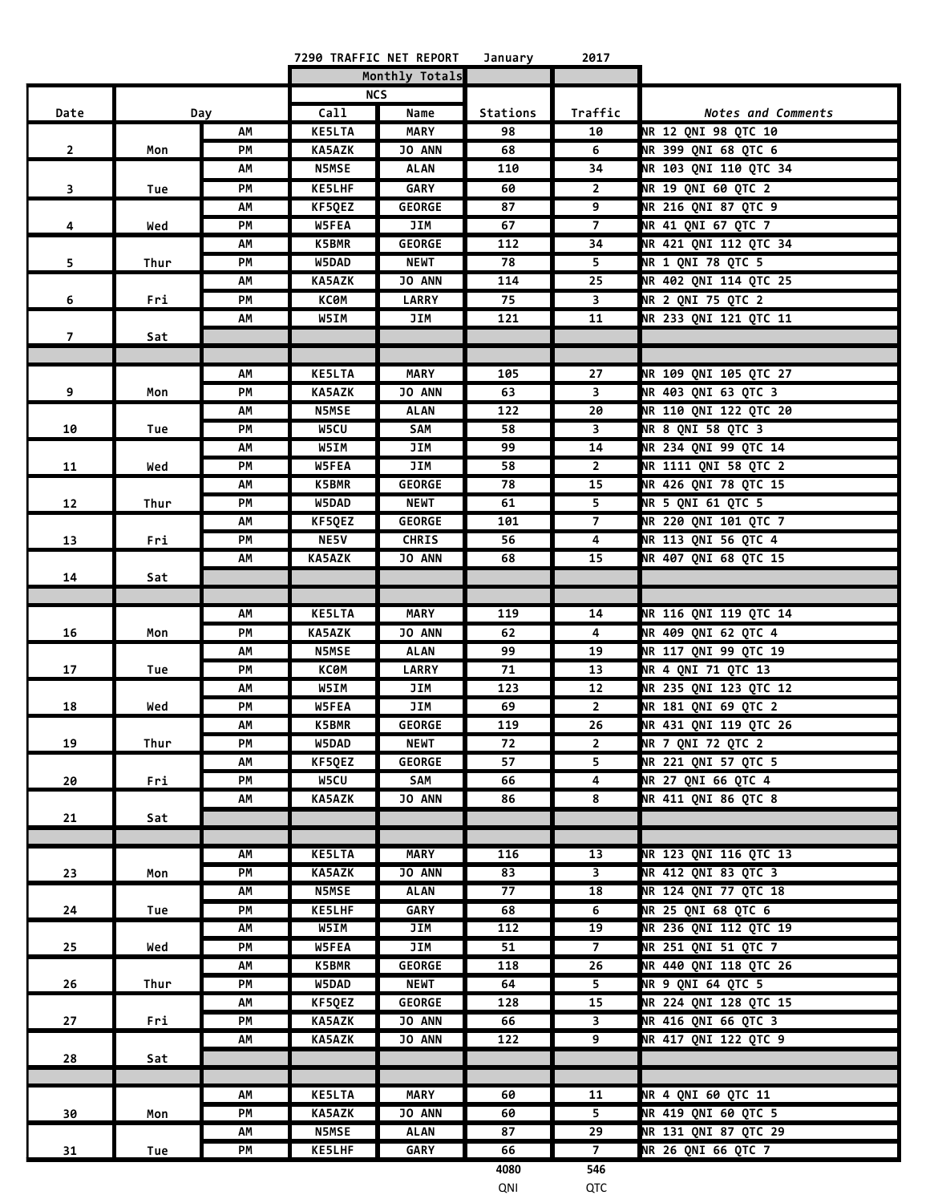7290 TRAFFIC NET REPORT January 2017

| Date | Day | | NCS Call | NCS Name | Stations | Traffic | Notes and Comments |
|---|---|---|---|---|---|---|---|
| | | | | Monthly Totals | | | |
| 2 | Mon | AM | KE5LTA | MARY | 98 | 10 | NR 12 QNI 98 QTC 10 |
| | | PM | KA5AZK | JO ANN | 68 | 6 | NR 399 QNI 68 QTC 6 |
| 3 | Tue | AM | N5MSE | ALAN | 110 | 34 | NR 103 QNI 110 QTC 34 |
| | | PM | KE5LHF | GARY | 60 | 2 | NR 19 QNI 60 QTC 2 |
| 4 | Wed | AM | KF5QEZ | GEORGE | 87 | 9 | NR 216 QNI 87 QTC 9 |
| | | PM | W5FEA | JIM | 67 | 7 | NR 41 QNI 67 QTC 7 |
| 5 | Thur | AM | K5BMR | GEORGE | 112 | 34 | NR 421 QNI 112 QTC 34 |
| | | PM | W5DAD | NEWT | 78 | 5 | NR 1 QNI 78 QTC 5 |
| 6 | Fri | AM | KA5AZK | JO ANN | 114 | 25 | NR 402 QNI 114 QTC 25 |
| | | PM | KC0M | LARRY | 75 | 3 | NR 2 QNI 75 QTC 2 |
| 7 | Sat | AM | W5IM | JIM | 121 | 11 | NR 233 QNI 121 QTC 11 |
| 9 | Mon | AM | KE5LTA | MARY | 105 | 27 | NR 109 QNI 105 QTC 27 |
| | | PM | KA5AZK | JO ANN | 63 | 3 | NR 403 QNI 63 QTC 3 |
| 10 | Tue | AM | N5MSE | ALAN | 122 | 20 | NR 110 QNI 122 QTC 20 |
| | | PM | W5CU | SAM | 58 | 3 | NR 8 QNI 58 QTC 3 |
| 11 | Wed | AM | W5IM | JIM | 99 | 14 | NR 234 QNI 99 QTC 14 |
| | | PM | W5FEA | JIM | 58 | 2 | NR 1111 QNI 58 QTC 2 |
| 12 | Thur | AM | K5BMR | GEORGE | 78 | 15 | NR 426 QNI 78 QTC 15 |
| | | PM | W5DAD | NEWT | 61 | 5 | NR 5 QNI 61 QTC 5 |
| 13 | Fri | AM | KF5QEZ | GEORGE | 101 | 7 | NR 220 QNI 101 QTC 7 |
| | | PM | NE5V | CHRIS | 56 | 4 | NR 113 QNI 56 QTC 4 |
| 14 | Sat | AM | KA5AZK | JO ANN | 68 | 15 | NR 407 QNI 68 QTC 15 |
| 16 | Mon | AM | KE5LTA | MARY | 119 | 14 | NR 116 QNI 119 QTC 14 |
| | | PM | KA5AZK | JO ANN | 62 | 4 | NR 409 QNI 62 QTC 4 |
| 17 | Tue | AM | N5MSE | ALAN | 99 | 19 | NR 117 QNI 99 QTC 19 |
| | | PM | KC0M | LARRY | 71 | 13 | NR 4 QNI 71 QTC 13 |
| 18 | Wed | AM | W5IM | JIM | 123 | 12 | NR 235 QNI 123 QTC 12 |
| | | PM | W5FEA | JIM | 69 | 2 | NR 181 QNI 69 QTC 2 |
| 19 | Thur | AM | K5BMR | GEORGE | 119 | 26 | NR 431 QNI 119 QTC 26 |
| | | PM | W5DAD | NEWT | 72 | 2 | NR 7 QNI 72 QTC 2 |
| 20 | Fri | AM | KF5QEZ | GEORGE | 57 | 5 | NR 221 QNI 57 QTC 5 |
| | | PM | W5CU | SAM | 66 | 4 | NR 27 QNI 66 QTC 4 |
| 21 | Sat | AM | KA5AZK | JO ANN | 86 | 8 | NR 411 QNI 86 QTC 8 |
| 23 | Mon | AM | KE5LTA | MARY | 116 | 13 | NR 123 QNI 116 QTC 13 |
| | | PM | KA5AZK | JO ANN | 83 | 3 | NR 412 QNI 83 QTC 3 |
| 24 | Tue | AM | N5MSE | ALAN | 77 | 18 | NR 124 QNI 77 QTC 18 |
| | | PM | KE5LHF | GARY | 68 | 6 | NR 25 QNI 68 QTC 6 |
| 25 | Wed | AM | W5IM | JIM | 112 | 19 | NR 236 QNI 112 QTC 19 |
| | | PM | W5FEA | JIM | 51 | 7 | NR 251 QNI 51 QTC 7 |
| 26 | Thur | AM | K5BMR | GEORGE | 118 | 26 | NR 440 QNI 118 QTC 26 |
| | | PM | W5DAD | NEWT | 64 | 5 | NR 9 QNI 64 QTC 5 |
| 27 | Fri | AM | KF5QEZ | GEORGE | 128 | 15 | NR 224 QNI 128 QTC 15 |
| | | PM | KA5AZK | JO ANN | 66 | 3 | NR 416 QNI 66 QTC 3 |
| 28 | Sat | AM | KA5AZK | JO ANN | 122 | 9 | NR 417 QNI 122 QTC 9 |
| 30 | Mon | AM | KE5LTA | MARY | 60 | 11 | NR 4 QNI 60 QTC 11 |
| | | PM | KA5AZK | JO ANN | 60 | 5 | NR 419 QNI 60 QTC 5 |
| 31 | Tue | AM | N5MSE | ALAN | 87 | 29 | NR 131 QNI 87 QTC 29 |
| | | PM | KE5LHF | GARY | 66 | 7 | NR 26 QNI 66 QTC 7 |
| | | | | | 4080 QNI | 546 QTC | |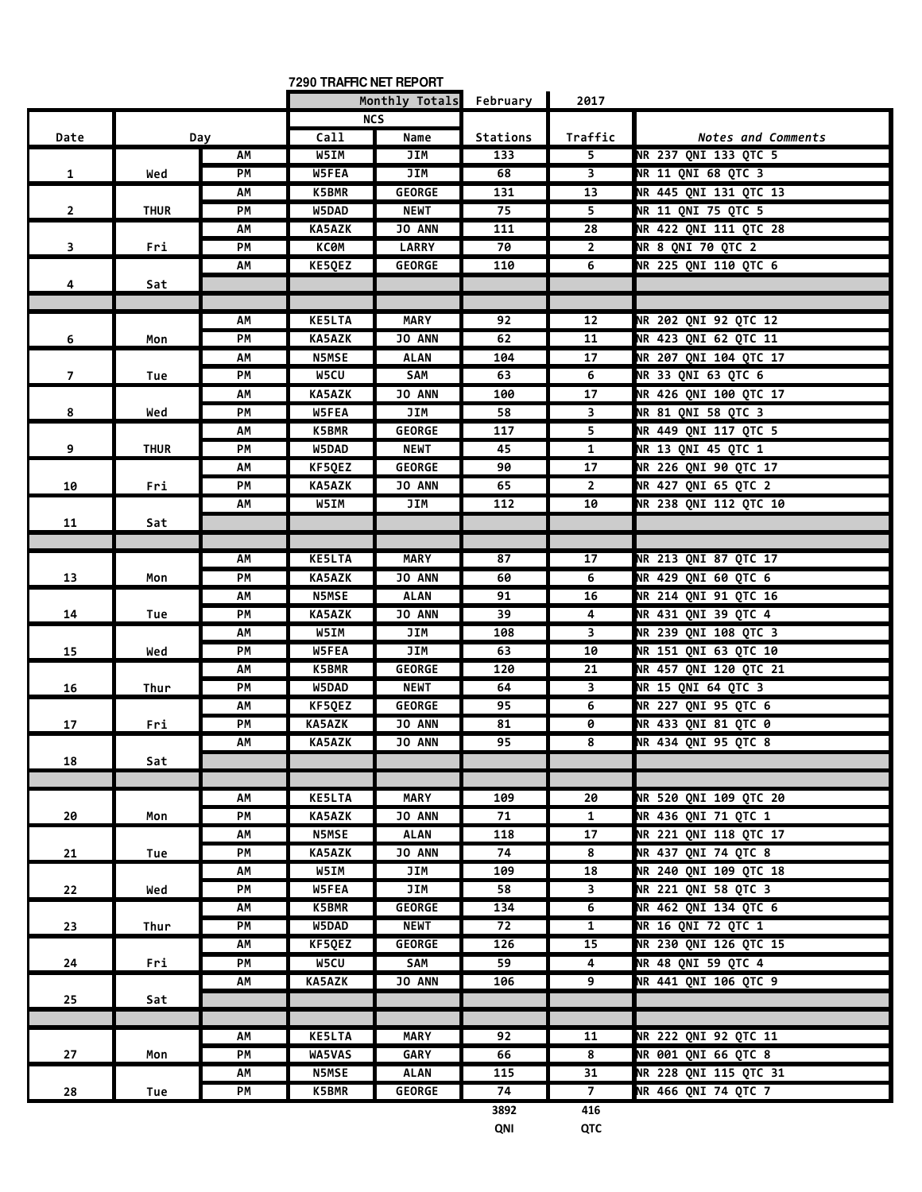# 7290 TRAFFIC NET REPORT

| | | | Monthly Totals | | February | 2017 | |
|---|---|---|---|---|---|---|---|
| | | | NCS | | | | |
| Date | Day | | Call | Name | Stations | Traffic | *Notes and Comments* |
| 1 | Wed | AM | W5IM | JIM | 133 | 5 | NR 237 QNI 133 QTC 5 |
| | | PM | W5FEA | JIM | 68 | 3 | NR 11 QNI 68 QTC 3 |
| 2 | THUR | AM | K5BMR | GEORGE | 131 | 13 | NR 445 QNI 131 QTC 13 |
| | | PM | W5DAD | NEWT | 75 | 5 | NR 11 QNI 75 QTC 5 |
| 3 | Fri | AM | KA5AZK | JO ANN | 111 | 28 | NR 422 QNI 111 QTC 28 |
| | | PM | KC0M | LARRY | 70 | 2 | NR 8 QNI 70 QTC 2 |
| 4 | Sat | AM | KE5QEZ | GEORGE | 110 | 6 | NR 225 QNI 110 QTC 6 |
| | | | | | | | |
| | | | | | | | |
| 6 | Mon | AM | KE5LTA | MARY | 92 | 12 | NR 202 QNI 92 QTC 12 |
| | | PM | KA5AZK | JO ANN | 62 | 11 | NR 423 QNI 62 QTC 11 |
| 7 | Tue | AM | N5MSE | ALAN | 104 | 17 | NR 207 QNI 104 QTC 17 |
| | | PM | W5CU | SAM | 63 | 6 | NR 33 QNI 63 QTC 6 |
| 8 | Wed | AM | KA5AZK | JO ANN | 100 | 17 | NR 426 QNI 100 QTC 17 |
| | | PM | W5FEA | JIM | 58 | 3 | NR 81 QNI 58 QTC 3 |
| 9 | THUR | AM | K5BMR | GEORGE | 117 | 5 | NR 449 QNI 117 QTC 5 |
| | | PM | W5DAD | NEWT | 45 | 1 | NR 13 QNI 45 QTC 1 |
| 10 | Fri | AM | KF5QEZ | GEORGE | 90 | 17 | NR 226 QNI 90 QTC 17 |
| | | PM | KA5AZK | JO ANN | 65 | 2 | NR 427 QNI 65 QTC 2 |
| 11 | Sat | AM | W5IM | JIM | 112 | 10 | NR 238 QNI 112 QTC 10 |
| | | | | | | | |
| | | | | | | | |
| 13 | Mon | AM | KE5LTA | MARY | 87 | 17 | NR 213 QNI 87 QTC 17 |
| | | PM | KA5AZK | JO ANN | 60 | 6 | NR 429 QNI 60 QTC 6 |
| 14 | Tue | AM | N5MSE | ALAN | 91 | 16 | NR 214 QNI 91 QTC 16 |
| | | PM | KA5AZK | JO ANN | 39 | 4 | NR 431 QNI 39 QTC 4 |
| 15 | Wed | AM | W5IM | JIM | 108 | 3 | NR 239 QNI 108 QTC 3 |
| | | PM | W5FEA | JIM | 63 | 10 | NR 151 QNI 63 QTC 10 |
| 16 | Thur | AM | K5BMR | GEORGE | 120 | 21 | NR 457 QNI 120 QTC 21 |
| | | PM | W5DAD | NEWT | 64 | 3 | NR 15 QNI 64 QTC 3 |
| 17 | Fri | AM | KF5QEZ | GEORGE | 95 | 6 | NR 227 QNI 95 QTC 6 |
| | | PM | KA5AZK | JO ANN | 81 | 0 | NR 433 QNI 81 QTC 0 |
| 18 | Sat | AM | KA5AZK | JO ANN | 95 | 8 | NR 434 QNI 95 QTC 8 |
| | | | | | | | |
| | | | | | | | |
| 20 | Mon | AM | KE5LTA | MARY | 109 | 20 | NR 520 QNI 109 QTC 20 |
| | | PM | KA5AZK | JO ANN | 71 | 1 | NR 436 QNI 71 QTC 1 |
| 21 | Tue | AM | N5MSE | ALAN | 118 | 17 | NR 221 QNI 118 QTC 17 |
| | | PM | KA5AZK | JO ANN | 74 | 8 | NR 437 QNI 74 QTC 8 |
| 22 | Wed | AM | W5IM | JIM | 109 | 18 | NR 240 QNI 109 QTC 18 |
| | | PM | W5FEA | JIM | 58 | 3 | NR 221 QNI 58 QTC 3 |
| 23 | Thur | AM | K5BMR | GEORGE | 134 | 6 | NR 462 QNI 134 QTC 6 |
| | | PM | W5DAD | NEWT | 72 | 1 | NR 16 QNI 72 QTC 1 |
| 24 | Fri | AM | KF5QEZ | GEORGE | 126 | 15 | NR 230 QNI 126 QTC 15 |
| | | PM | W5CU | SAM | 59 | 4 | NR 48 QNI 59 QTC 4 |
| 25 | Sat | AM | KA5AZK | JO ANN | 106 | 9 | NR 441 QNI 106 QTC 9 |
| | | | | | | | |
| | | | | | | | |
| 27 | Mon | AM | KE5LTA | MARY | 92 | 11 | NR 222 QNI 92 QTC 11 |
| | | PM | WA5VAS | GARY | 66 | 8 | NR 001 QNI 66 QTC 8 |
| 28 | Tue | AM | N5MSE | ALAN | 115 | 31 | NR 228 QNI 115 QTC 31 |
| | | PM | K5BMR | GEORGE | 74 | 7 | NR 466 QNI 74 QTC 7 |
| | | | | | 3892 | 416 | |
| | | | | | QNI | QTC | |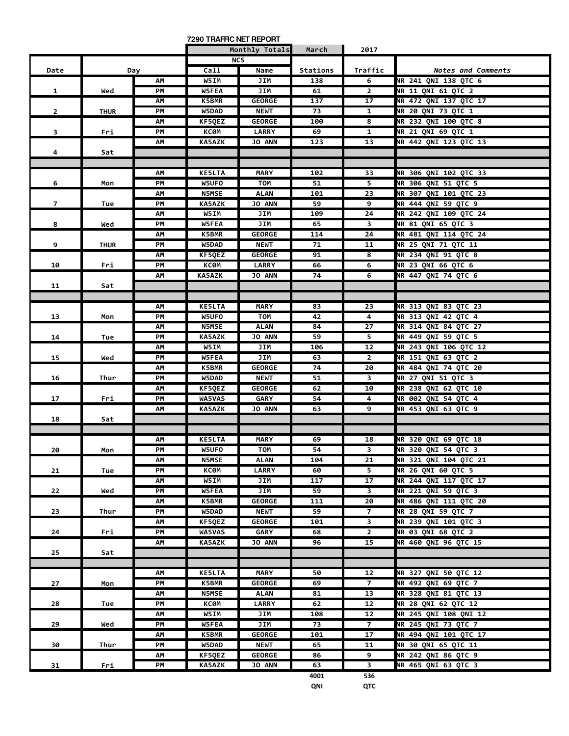## 7290 TRAFFIC NET REPORT

| Date | Day | | Call | Name | Stations | Traffic | Notes and Comments |
|---|---|---|---|---|---|---|---|
| | | | | Monthly Totals | March | 2017 | |
| | | | NCS | | | | |
| Date | Day | | Call | Name | Stations | Traffic | Notes and Comments |
| 1 | Wed | AM | W5IM | JIM | 138 | 6 | NR 241 QNI 138 QTC 6 |
| | | PM | W5FEA | JIM | 61 | 2 | NR 11 QNI 61 QTC 2 |
| 2 | THUR | AM | K5BMR | GEORGE | 137 | 17 | NR 472 QNI 137 QTC 17 |
| | | PM | W5DAD | NEWT | 73 | 1 | NR 20 QNI 73 QTC 1 |
| 3 | Fri | AM | KF5QEZ | GEORGE | 100 | 8 | NR 232 QNI 100 QTC 8 |
| | | PM | KC0M | LARRY | 69 | 1 | NR 21 QNI 69 QTC 1 |
| 4 | Sat | AM | KA5AZK | JO ANN | 123 | 13 | NR 442 QNI 123 QTC 13 |
| | | | | | | | |
| 6 | Mon | AM | KE5LTA | MARY | 102 | 33 | NR 306 QNI 102 QTC 33 |
| | | PM | W5UFO | TOM | 51 | 5 | NR 306 QNI 51 QTC 5 |
| 7 | Tue | AM | N5MSE | ALAN | 101 | 23 | NR 307 QNI 101 QTC 23 |
| | | PM | KA5AZK | JO ANN | 59 | 9 | NR 444 QNI 59 QTC 9 |
| 8 | Wed | AM | W5IM | JIM | 109 | 24 | NR 242 QNI 109 QTC 24 |
| | | PM | W5FEA | JIM | 65 | 3 | NR 81 QNI 65 QTC 3 |
| 9 | THUR | AM | K5BMR | GEORGE | 114 | 24 | NR 481 QNI 114 QTC 24 |
| | | PM | W5DAD | NEWT | 71 | 11 | NR 25 QNI 71 QTC 11 |
| 10 | Fri | AM | KF5QEZ | GEORGE | 91 | 8 | NR 234 QNI 91 QTC 8 |
| | | PM | KC0M | LARRY | 66 | 6 | NR 23 QNI 66 QTC 6 |
| 11 | Sat | AM | KA5AZK | JO ANN | 74 | 6 | NR 447 QNI 74 QTC 6 |
| | | | | | | | |
| 13 | Mon | AM | KE5LTA | MARY | 83 | 23 | NR 313 QNI 83 QTC 23 |
| | | PM | W5UFO | TOM | 42 | 4 | NR 313 QNI 42 QTC 4 |
| 14 | Tue | AM | N5MSE | ALAN | 84 | 27 | NR 314 QNI 84 QTC 27 |
| | | PM | KA5AZK | JO ANN | 59 | 5 | NR 449 QNI 59 QTC 5 |
| 15 | Wed | AM | W5IM | JIM | 106 | 12 | NR 243 QNI 106 QTC 12 |
| | | PM | W5FEA | JIM | 63 | 2 | NR 151 QNI 63 QTC 2 |
| 16 | Thur | AM | K5BMR | GEORGE | 74 | 20 | NR 484 QNI 74 QTC 20 |
| | | PM | W5DAD | NEWT | 51 | 3 | NR 27 QNI 51 QTC 3 |
| 17 | Fri | AM | KF5QEZ | GEORGE | 62 | 10 | NR 238 QNI 62 QTC 10 |
| | | PM | WA5VAS | GARY | 54 | 4 | NR 002 QNI 54 QTC 4 |
| 18 | Sat | AM | KA5AZK | JO ANN | 63 | 9 | NR 453 QNI 63 QTC 9 |
| | | | | | | | |
| 20 | Mon | AM | KE5LTA | MARY | 69 | 18 | NR 320 QNI 69 QTC 18 |
| | | PM | W5UFO | TOM | 54 | 3 | NR 320 QNI 54 QTC 3 |
| 21 | Tue | AM | N5MSE | ALAN | 104 | 21 | NR 321 QNI 104 QTC 21 |
| | | PM | KC0M | LARRY | 60 | 5 | NR 26 QNI 60 QTC 5 |
| 22 | Wed | AM | W5IM | JIM | 117 | 17 | NR 244 QNI 117 QTC 17 |
| | | PM | W5FEA | JIM | 59 | 3 | NR 221 QNI 59 QTC 3 |
| 23 | Thur | AM | K5BMR | GEORGE | 111 | 20 | NR 486 QNI 111 QTC 20 |
| | | PM | W5DAD | NEWT | 59 | 7 | NR 28 QNI 59 QTC 7 |
| 24 | Fri | AM | KF5QEZ | GEORGE | 101 | 3 | NR 239 QNI 101 QTC 3 |
| | | PM | WA5VAS | GARY | 68 | 2 | NR 03 QNI 68 QTC 2 |
| 25 | Sat | AM | KA5AZK | JO ANN | 96 | 15 | NR 460 QNI 96 QTC 15 |
| | | | | | | | |
| 27 | Mon | AM | KE5LTA | MARY | 50 | 12 | NR 327 QNI 50 QTC 12 |
| | | PM | K5BMR | GEORGE | 69 | 7 | NR 492 QNI 69 QTC 7 |
| 28 | Tue | AM | N5MSE | ALAN | 81 | 13 | NR 328 QNI 81 QTC 13 |
| | | PM | KC0M | LARRY | 62 | 12 | NR 28 QNI 62 QTC 12 |
| 29 | Wed | AM | W5IM | JIM | 108 | 12 | NR 245 QNI 108 QNI 12 |
| | | PM | W5FEA | JIM | 73 | 7 | NR 245 QNI 73 QTC 7 |
| 30 | Thur | AM | K5BMR | GEORGE | 101 | 17 | NR 494 QNI 101 QTC 17 |
| | | PM | W5DAD | NEWT | 65 | 11 | NR 30 QNI 65 QTC 11 |
| 31 | Fri | AM | KF5QEZ | GEORGE | 86 | 9 | NR 242 QNI 86 QTC 9 |
| | | PM | KA5AZK | JO ANN | 63 | 3 | NR 465 QNI 63 QTC 3 |
| | | | | | 4001 | 536 | |
| | | | | | QNI | QTC | |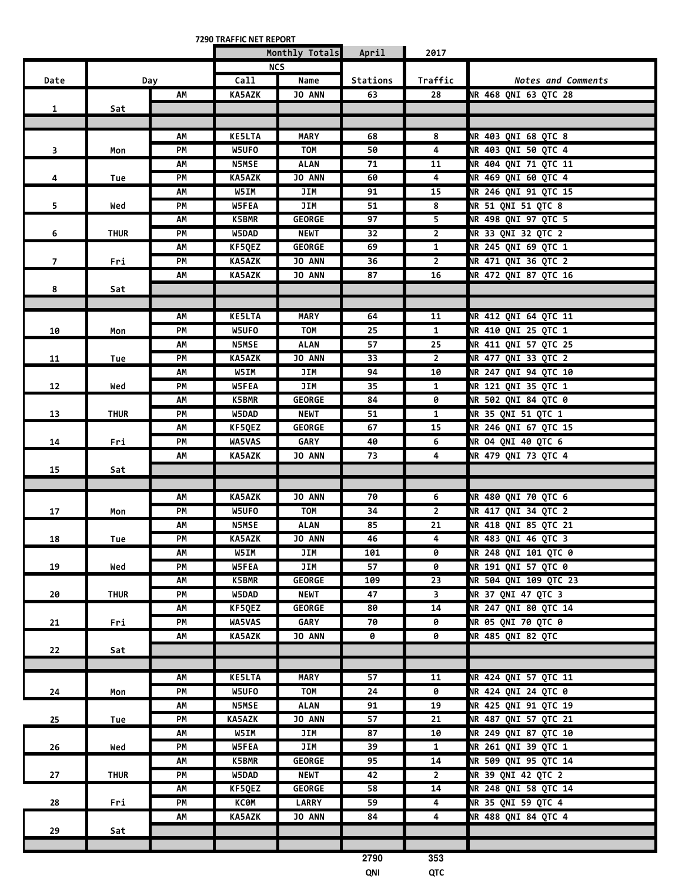**7290 TRAFFIC NET REPORT**

| Date | Day | | NCS Call | NCS Name | Stations | Traffic | Notes and Comments |
|---|---|---|---|---|---|---|---|
| | | | Monthly Totals | | April | 2017 | |
| 1 | Sat | AM | KA5AZK | JO ANN | 63 | 28 | NR 468 QNI 63 QTC 28 |
| | | | | | | | |
| | | | | | | | |
| 3 | Mon | AM | KE5LTA | MARY | 68 | 8 | NR 403 QNI 68 QTC 8 |
| | | PM | W5UFO | TOM | 50 | 4 | NR 403 QNI 50 QTC 4 |
| 4 | Tue | AM | N5MSE | ALAN | 71 | 11 | NR 404 QNI 71 QTC 11 |
| | | PM | KA5AZK | JO ANN | 60 | 4 | NR 469 QNI 60 QTC 4 |
| 5 | Wed | AM | W5IM | JIM | 91 | 15 | NR 246 QNI 91 QTC 15 |
| | | PM | W5FEA | JIM | 51 | 8 | NR 51 QNI 51 QTC 8 |
| 6 | THUR | AM | K5BMR | GEORGE | 97 | 5 | NR 498 QNI 97 QTC 5 |
| | | PM | W5DAD | NEWT | 32 | 2 | NR 33 QNI 32 QTC 2 |
| 7 | Fri | AM | KF5QEZ | GEORGE | 69 | 1 | NR 245 QNI 69 QTC 1 |
| | | PM | KA5AZK | JO ANN | 36 | 2 | NR 471 QNI 36 QTC 2 |
| 8 | Sat | AM | KA5AZK | JO ANN | 87 | 16 | NR 472 QNI 87 QTC 16 |
| | | | | | | | |
| | | | | | | | |
| 10 | Mon | AM | KE5LTA | MARY | 64 | 11 | NR 412 QNI 64 QTC 11 |
| | | PM | W5UFO | TOM | 25 | 1 | NR 410 QNI 25 QTC 1 |
| 11 | Tue | AM | N5MSE | ALAN | 57 | 25 | NR 411 QNI 57 QTC 25 |
| | | PM | KA5AZK | JO ANN | 33 | 2 | NR 477 QNI 33 QTC 2 |
| 12 | Wed | AM | W5IM | JIM | 94 | 10 | NR 247 QNI 94 QTC 10 |
| | | PM | W5FEA | JIM | 35 | 1 | NR 121 QNI 35 QTC 1 |
| 13 | THUR | AM | K5BMR | GEORGE | 84 | 0 | NR 502 QNI 84 QTC 0 |
| | | PM | W5DAD | NEWT | 51 | 1 | NR 35 QNI 51 QTC 1 |
| 14 | Fri | AM | KF5QEZ | GEORGE | 67 | 15 | NR 246 QNI 67 QTC 15 |
| | | PM | WA5VAS | GARY | 40 | 6 | NR O4 QNI 40 QTC 6 |
| 15 | Sat | AM | KA5AZK | JO ANN | 73 | 4 | NR 479 QNI 73 QTC 4 |
| | | | | | | | |
| | | | | | | | |
| 17 | Mon | AM | KA5AZK | JO ANN | 70 | 6 | NR 480 QNI 70 QTC 6 |
| | | PM | W5UFO | TOM | 34 | 2 | NR 417 QNI 34 QTC 2 |
| 18 | Tue | AM | N5MSE | ALAN | 85 | 21 | NR 418 QNI 85 QTC 21 |
| | | PM | KA5AZK | JO ANN | 46 | 4 | NR 483 QNI 46 QTC 3 |
| 19 | Wed | AM | W5IM | JIM | 101 | 0 | NR 248 QNI 101 QTC 0 |
| | | PM | W5FEA | JIM | 57 | 0 | NR 191 QNI 57 QTC 0 |
| 20 | THUR | AM | K5BMR | GEORGE | 109 | 23 | NR 504 QNI 109 QTC 23 |
| | | PM | W5DAD | NEWT | 47 | 3 | NR 37 QNI 47 QTC 3 |
| 21 | Fri | AM | KF5QEZ | GEORGE | 80 | 14 | NR 247 QNI 80 QTC 14 |
| | | PM | WA5VAS | GARY | 70 | 0 | NR 05 QNI 70 QTC 0 |
| 22 | Sat | AM | KA5AZK | JO ANN | 0 | 0 | NR 485 QNI 82 QTC |
| | | | | | | | |
| | | | | | | | |
| 24 | Mon | AM | KE5LTA | MARY | 57 | 11 | NR 424 QNI 57 QTC 11 |
| | | PM | W5UFO | TOM | 24 | 0 | NR 424 QNI 24 QTC 0 |
| 25 | Tue | AM | N5MSE | ALAN | 91 | 19 | NR 425 QNI 91 QTC 19 |
| | | PM | KA5AZK | JO ANN | 57 | 21 | NR 487 QNI 57 QTC 21 |
| 26 | Wed | AM | W5IM | JIM | 87 | 10 | NR 249 QNI 87 QTC 10 |
| | | PM | W5FEA | JIM | 39 | 1 | NR 261 QNI 39 QTC 1 |
| 27 | THUR | AM | K5BMR | GEORGE | 95 | 14 | NR 509 QNI 95 QTC 14 |
| | | PM | W5DAD | NEWT | 42 | 2 | NR 39 QNI 42 QTC 2 |
| 28 | Fri | AM | KF5QEZ | GEORGE | 58 | 14 | NR 248 QNI 58 QTC 14 |
| | | PM | KC0M | LARRY | 59 | 4 | NR 35 QNI 59 QTC 4 |
| 29 | Sat | AM | KA5AZK | JO ANN | 84 | 4 | NR 488 QNI 84 QTC 4 |
| | | | | | | | |
| | | | | | | | |
| | | | | | 2790 QNI | 353 QTC | |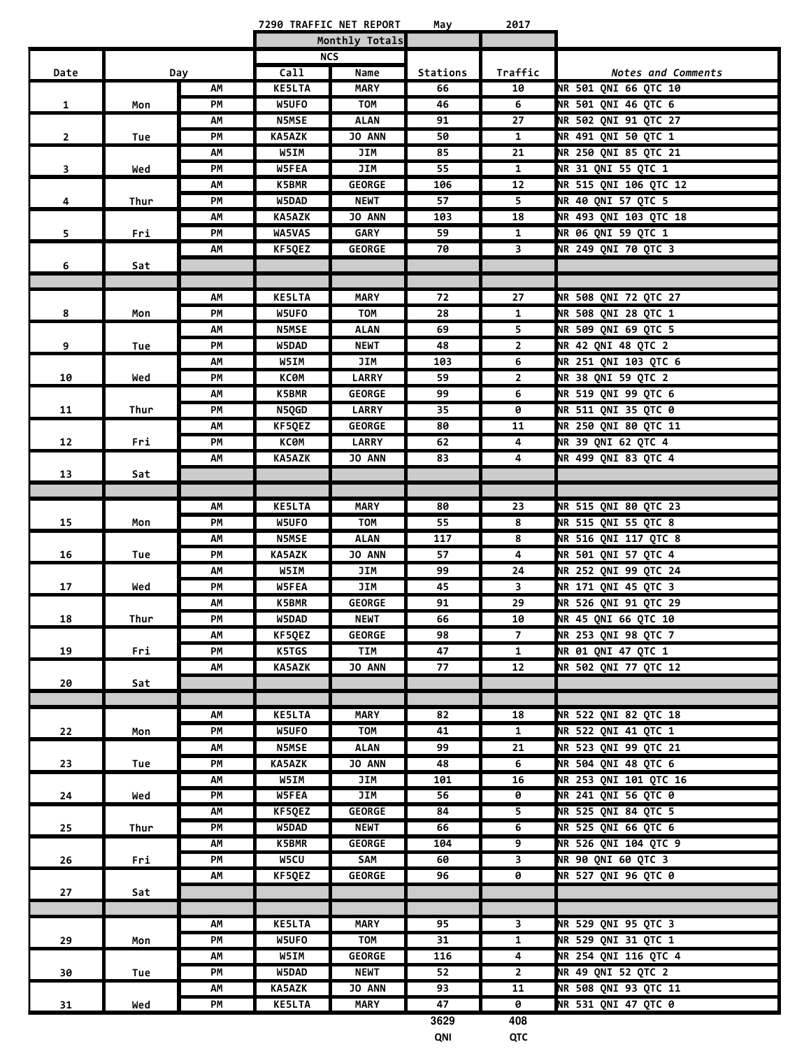7290 TRAFFIC NET REPORT May 2017

| Date | Day | | NCS Call | NCS Name | Stations | Traffic | *Notes and Comments* |
|---|---|---|---|---|---|---|---|
| | | | Monthly Totals | | | | |
| 1 | Mon | AM | KE5LTA | MARY | 66 | 10 | NR 501 QNI 66 QTC 10 |
| | | PM | W5UFO | TOM | 46 | 6 | NR 501 QNI 46 QTC 6 |
| 2 | Tue | AM | N5MSE | ALAN | 91 | 27 | NR 502 QNI 91 QTC 27 |
| | | PM | KA5AZK | JO ANN | 50 | 1 | NR 491 QNI 50 QTC 1 |
| 3 | Wed | AM | W5IM | JIM | 85 | 21 | NR 250 QNI 85 QTC 21 |
| | | PM | W5FEA | JIM | 55 | 1 | NR 31 QNI 55 QTC 1 |
| 4 | Thur | AM | K5BMR | GEORGE | 106 | 12 | NR 515 QNI 106 QTC 12 |
| | | PM | W5DAD | NEWT | 57 | 5 | NR 40 QNI 57 QTC 5 |
| 5 | Fri | AM | KA5AZK | JO ANN | 103 | 18 | NR 493 QNI 103 QTC 18 |
| | | PM | WA5VAS | GARY | 59 | 1 | NR 06 QNI 59 QTC 1 |
| 6 | Sat | AM | KF5QEZ | GEORGE | 70 | 3 | NR 249 QNI 70 QTC 3 |
| | | | | | | | |
| | | | | | | | |
| 8 | Mon | AM | KE5LTA | MARY | 72 | 27 | NR 508 QNI 72 QTC 27 |
| | | PM | W5UFO | TOM | 28 | 1 | NR 508 QNI 28 QTC 1 |
| 9 | Tue | AM | N5MSE | ALAN | 69 | 5 | NR 509 QNI 69 QTC 5 |
| | | PM | W5DAD | NEWT | 48 | 2 | NR 42 QNI 48 QTC 2 |
| 10 | Wed | AM | W5IM | JIM | 103 | 6 | NR 251 QNI 103 QTC 6 |
| | | PM | KC0M | LARRY | 59 | 2 | NR 38 QNI 59 QTC 2 |
| 11 | Thur | AM | K5BMR | GEORGE | 99 | 6 | NR 519 QNI 99 QTC 6 |
| | | PM | N5QGD | LARRY | 35 | 0 | NR 511 QNI 35 QTC 0 |
| 12 | Fri | AM | KF5QEZ | GEORGE | 80 | 11 | NR 250 QNI 80 QTC 11 |
| | | PM | KC0M | LARRY | 62 | 4 | NR 39 QNI 62 QTC 4 |
| 13 | Sat | AM | KA5AZK | JO ANN | 83 | 4 | NR 499 QNI 83 QTC 4 |
| | | | | | | | |
| | | | | | | | |
| 15 | Mon | AM | KE5LTA | MARY | 80 | 23 | NR 515 QNI 80 QTC 23 |
| | | PM | W5UFO | TOM | 55 | 8 | NR 515 QNI 55 QTC 8 |
| 16 | Tue | AM | N5MSE | ALAN | 117 | 8 | NR 516 QNI 117 QTC 8 |
| | | PM | KA5AZK | JO ANN | 57 | 4 | NR 501 QNI 57 QTC 4 |
| 17 | Wed | AM | W5IM | JIM | 99 | 24 | NR 252 QNI 99 QTC 24 |
| | | PM | W5FEA | JIM | 45 | 3 | NR 171 QNI 45 QTC 3 |
| 18 | Thur | AM | K5BMR | GEORGE | 91 | 29 | NR 526 QNI 91 QTC 29 |
| | | PM | W5DAD | NEWT | 66 | 10 | NR 45 QNI 66 QTC 10 |
| 19 | Fri | AM | KF5QEZ | GEORGE | 98 | 7 | NR 253 QNI 98 QTC 7 |
| | | PM | K5TGS | TIM | 47 | 1 | NR 01 QNI 47 QTC 1 |
| 20 | Sat | AM | KA5AZK | JO ANN | 77 | 12 | NR 502 QNI 77 QTC 12 |
| | | | | | | | |
| | | | | | | | |
| 22 | Mon | AM | KE5LTA | MARY | 82 | 18 | NR 522 QNI 82 QTC 18 |
| | | PM | W5UFO | TOM | 41 | 1 | NR 522 QNI 41 QTC 1 |
| 23 | Tue | AM | N5MSE | ALAN | 99 | 21 | NR 523 QNI 99 QTC 21 |
| | | PM | KA5AZK | JO ANN | 48 | 6 | NR 504 QNI 48 QTC 6 |
| 24 | Wed | AM | W5IM | JIM | 101 | 16 | NR 253 QNI 101 QTC 16 |
| | | PM | W5FEA | JIM | 56 | 0 | NR 241 QNI 56 QTC 0 |
| 25 | Thur | AM | KF5QEZ | GEORGE | 84 | 5 | NR 525 QNI 84 QTC 5 |
| | | PM | W5DAD | NEWT | 66 | 6 | NR 525 QNI 66 QTC 6 |
| 26 | Fri | AM | K5BMR | GEORGE | 104 | 9 | NR 526 QNI 104 QTC 9 |
| | | PM | W5CU | SAM | 60 | 3 | NR 90 QNI 60 QTC 3 |
| 27 | Sat | AM | KF5QEZ | GEORGE | 96 | 0 | NR 527 QNI 96 QTC 0 |
| | | | | | | | |
| | | | | | | | |
| 29 | Mon | AM | KE5LTA | MARY | 95 | 3 | NR 529 QNI 95 QTC 3 |
| | | PM | W5UFO | TOM | 31 | 1 | NR 529 QNI 31 QTC 1 |
| 30 | Tue | AM | W5IM | GEORGE | 116 | 4 | NR 254 QNI 116 QTC 4 |
| | | PM | W5DAD | NEWT | 52 | 2 | NR 49 QNI 52 QTC 2 |
| 31 | Wed | AM | KA5AZK | JO ANN | 93 | 11 | NR 508 QNI 93 QTC 11 |
| | | PM | KE5LTA | MARY | 47 | 0 | NR 531 QNI 47 QTC 0 |
| | | | | | 3629 | 408 | |
| | | | | | QNI | QTC | |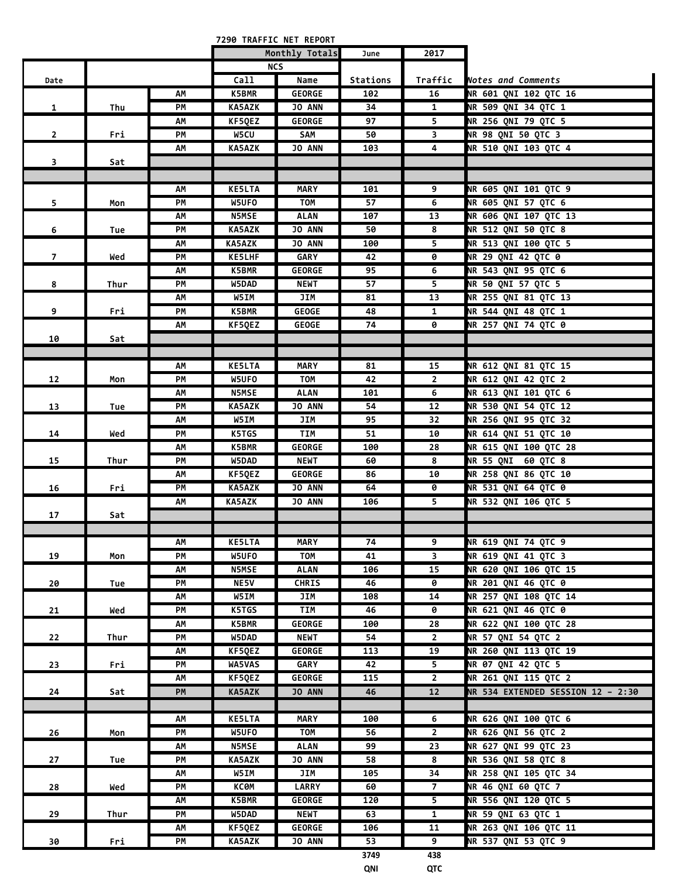# 7290 TRAFFIC NET REPORT

| Date | | | NCS Call | NCS Name | Stations | Traffic | Notes and Comments |
|---|---|---|---|---|---|---|---|
| | | | Monthly Totals | | June | 2017 | |
| 1 | Thu | AM | K5BMR | GEORGE | 102 | 16 | NR 601 QNI 102 QTC 16 |
| | | PM | KA5AZK | JO ANN | 34 | 1 | NR 509 QNI 34 QTC 1 |
| 2 | Fri | AM | KF5QEZ | GEORGE | 97 | 5 | NR 256 QNI 79 QTC 5 |
| | | PM | W5CU | SAM | 50 | 3 | NR 98 QNI 50 QTC 3 |
| 3 | Sat | AM | KA5AZK | JO ANN | 103 | 4 | NR 510 QNI 103 QTC 4 |
| | | | | | | | |
| | | | | | | | |
| 5 | Mon | AM | KE5LTA | MARY | 101 | 9 | NR 605 QNI 101 QTC 9 |
| | | PM | W5UFO | TOM | 57 | 6 | NR 605 QNI 57 QTC 6 |
| 6 | Tue | AM | N5MSE | ALAN | 107 | 13 | NR 606 QNI 107 QTC 13 |
| | | PM | KA5AZK | JO ANN | 50 | 8 | NR 512 QNI 50 QTC 8 |
| 7 | Wed | AM | KA5AZK | JO ANN | 100 | 5 | NR 513 QNI 100 QTC 5 |
| | | PM | KE5LHF | GARY | 42 | 0 | NR 29 QNI 42 QTC 0 |
| 8 | Thur | AM | K5BMR | GEORGE | 95 | 6 | NR 543 QNI 95 QTC 6 |
| | | PM | W5DAD | NEWT | 57 | 5 | NR 50 QNI 57 QTC 5 |
| 9 | Fri | AM | W5IM | JIM | 81 | 13 | NR 255 QNI 81 QTC 13 |
| | | PM | K5BMR | GEOGE | 48 | 1 | NR 544 QNI 48 QTC 1 |
| 10 | Sat | AM | KF5QEZ | GEOGE | 74 | 0 | NR 257 QNI 74 QTC 0 |
| | | | | | | | |
| | | | | | | | |
| 12 | Mon | AM | KE5LTA | MARY | 81 | 15 | NR 612 QNI 81 QTC 15 |
| | | PM | W5UFO | TOM | 42 | 2 | NR 612 QNI 42 QTC 2 |
| 13 | Tue | AM | N5MSE | ALAN | 101 | 6 | NR 613 QNI 101 QTC 6 |
| | | PM | KA5AZK | JO ANN | 54 | 12 | NR 530 QNI 54 QTC 12 |
| 14 | Wed | AM | W5IM | JIM | 95 | 32 | NR 256 QNI 95 QTC 32 |
| | | PM | K5TGS | TIM | 51 | 10 | NR 614 QNI 51 QTC 10 |
| 15 | Thur | AM | K5BMR | GEORGE | 100 | 28 | NR 615 QNI 100 QTC 28 |
| | | PM | W5DAD | NEWT | 60 | 8 | NR 55 QNI 60 QTC 8 |
| 16 | Fri | AM | KF5QEZ | GEORGE | 86 | 10 | NR 258 QNI 86 QTC 10 |
| | | PM | KA5AZK | JO ANN | 64 | 0 | NR 531 QNI 64 QTC 0 |
| 17 | Sat | AM | KA5AZK | JO ANN | 106 | 5 | NR 532 QNI 106 QTC 5 |
| | | | | | | | |
| | | | | | | | |
| 19 | Mon | AM | KE5LTA | MARY | 74 | 9 | NR 619 QNI 74 QTC 9 |
| | | PM | W5UFO | TOM | 41 | 3 | NR 619 QNI 41 QTC 3 |
| 20 | Tue | AM | N5MSE | ALAN | 106 | 15 | NR 620 QNI 106 QTC 15 |
| | | PM | NE5V | CHRIS | 46 | 0 | NR 201 QNI 46 QTC 0 |
| 21 | Wed | AM | W5IM | JIM | 108 | 14 | NR 257 QNI 108 QTC 14 |
| | | PM | K5TGS | TIM | 46 | 0 | NR 621 QNI 46 QTC 0 |
| 22 | Thur | AM | K5BMR | GEORGE | 100 | 28 | NR 622 QNI 100 QTC 28 |
| | | PM | W5DAD | NEWT | 54 | 2 | NR 57 QNI 54 QTC 2 |
| 23 | Fri | AM | KF5QEZ | GEORGE | 113 | 19 | NR 260 QNI 113 QTC 19 |
| | | PM | WA5VAS | GARY | 42 | 5 | NR 07 QNI 42 QTC 5 |
| 24 | Sat | AM | KF5QEZ | GEORGE | 115 | 2 | NR 261 QNI 115 QTC 2 |
| | | PM | KA5AZK | JO ANN | 46 | 12 | NR 534 EXTENDED SESSION 12 - 2:30 |
| | | | | | | | |
| 26 | Mon | AM | KE5LTA | MARY | 100 | 6 | NR 626 QNI 100 QTC 6 |
| | | PM | W5UFO | TOM | 56 | 2 | NR 626 QNI 56 QTC 2 |
| 27 | Tue | AM | N5MSE | ALAN | 99 | 23 | NR 627 QNI 99 QTC 23 |
| | | PM | KA5AZK | JO ANN | 58 | 8 | NR 536 QNI 58 QTC 8 |
| 28 | Wed | AM | W5IM | JIM | 105 | 34 | NR 258 QNI 105 QTC 34 |
| | | PM | KC0M | LARRY | 60 | 7 | NR 46 QNI 60 QTC 7 |
| 29 | Thur | AM | K5BMR | GEORGE | 120 | 5 | NR 556 QNI 120 QTC 5 |
| | | PM | W5DAD | NEWT | 63 | 1 | NR 59 QNI 63 QTC 1 |
| 30 | Fri | AM | KF5QEZ | GEORGE | 106 | 11 | NR 263 QNI 106 QTC 11 |
| | | PM | KA5AZK | JO ANN | 53 | 9 | NR 537 QNI 53 QTC 9 |
| | | | | | 3749 | 438 | |
| | | | | | QNI | QTC | |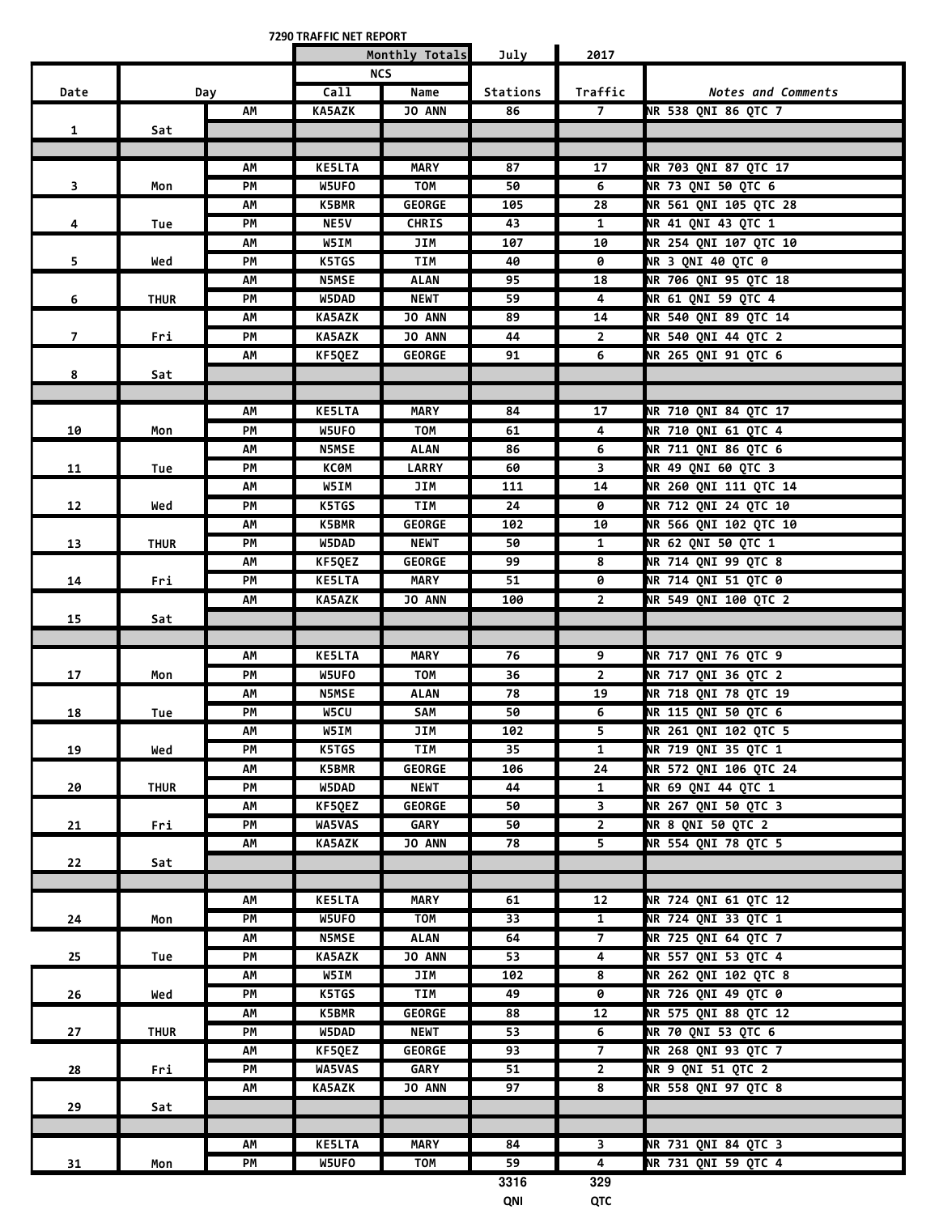**7290 TRAFFIC NET REPORT**

| Date | Day | | NCS Call | NCS Name | Stations | Traffic | Notes and Comments |
|---|---|---|---|---|---|---|---|
| | | | Monthly Totals | | July | 2017 | |
| 1 | Sat | AM | KA5AZK | JO ANN | 86 | 7 | NR 538 QNI 86 QTC 7 |
| | | | | | | | |
| | | | | | | | |
| 3 | Mon | AM | KE5LTA | MARY | 87 | 17 | NR 703 QNI 87 QTC 17 |
| | | PM | W5UFO | TOM | 50 | 6 | NR 73 QNI 50 QTC 6 |
| 4 | Tue | AM | K5BMR | GEORGE | 105 | 28 | NR 561 QNI 105 QTC 28 |
| | | PM | NE5V | CHRIS | 43 | 1 | NR 41 QNI 43 QTC 1 |
| 5 | Wed | AM | W5IM | JIM | 107 | 10 | NR 254 QNI 107 QTC 10 |
| | | PM | K5TGS | TIM | 40 | 0 | NR 3 QNI 40 QTC 0 |
| 6 | THUR | AM | N5MSE | ALAN | 95 | 18 | NR 706 QNI 95 QTC 18 |
| | | PM | W5DAD | NEWT | 59 | 4 | NR 61 QNI 59 QTC 4 |
| 7 | Fri | AM | KA5AZK | JO ANN | 89 | 14 | NR 540 QNI 89 QTC 14 |
| | | PM | KA5AZK | JO ANN | 44 | 2 | NR 540 QNI 44 QTC 2 |
| 8 | Sat | AM | KF5QEZ | GEORGE | 91 | 6 | NR 265 QNI 91 QTC 6 |
| | | | | | | | |
| | | | | | | | |
| 10 | Mon | AM | KE5LTA | MARY | 84 | 17 | NR 710 QNI 84 QTC 17 |
| | | PM | W5UFO | TOM | 61 | 4 | NR 710 QNI 61 QTC 4 |
| 11 | Tue | AM | N5MSE | ALAN | 86 | 6 | NR 711 QNI 86 QTC 6 |
| | | PM | KC0M | LARRY | 60 | 3 | NR 49 QNI 60 QTC 3 |
| 12 | Wed | AM | W5IM | JIM | 111 | 14 | NR 260 QNI 111 QTC 14 |
| | | PM | K5TGS | TIM | 24 | 0 | NR 712 QNI 24 QTC 10 |
| 13 | THUR | AM | K5BMR | GEORGE | 102 | 10 | NR 566 QNI 102 QTC 10 |
| | | PM | W5DAD | NEWT | 50 | 1 | NR 62 QNI 50 QTC 1 |
| 14 | Fri | AM | KF5QEZ | GEORGE | 99 | 8 | NR 714 QNI 99 QTC 8 |
| | | PM | KE5LTA | MARY | 51 | 0 | NR 714 QNI 51 QTC 0 |
| 15 | Sat | AM | KA5AZK | JO ANN | 100 | 2 | NR 549 QNI 100 QTC 2 |
| | | | | | | | |
| | | | | | | | |
| 17 | Mon | AM | KE5LTA | MARY | 76 | 9 | NR 717 QNI 76 QTC 9 |
| | | PM | W5UFO | TOM | 36 | 2 | NR 717 QNI 36 QTC 2 |
| 18 | Tue | AM | N5MSE | ALAN | 78 | 19 | NR 718 QNI 78 QTC 19 |
| | | PM | W5CU | SAM | 50 | 6 | NR 115 QNI 50 QTC 6 |
| 19 | Wed | AM | W5IM | JIM | 102 | 5 | NR 261 QNI 102 QTC 5 |
| | | PM | K5TGS | TIM | 35 | 1 | NR 719 QNI 35 QTC 1 |
| 20 | THUR | AM | K5BMR | GEORGE | 106 | 24 | NR 572 QNI 106 QTC 24 |
| | | PM | W5DAD | NEWT | 44 | 1 | NR 69 QNI 44 QTC 1 |
| 21 | Fri | AM | KF5QEZ | GEORGE | 50 | 3 | NR 267 QNI 50 QTC 3 |
| | | PM | WA5VAS | GARY | 50 | 2 | NR 8 QNI 50 QTC 2 |
| 22 | Sat | AM | KA5AZK | JO ANN | 78 | 5 | NR 554 QNI 78 QTC 5 |
| | | | | | | | |
| | | | | | | | |
| 24 | Mon | AM | KE5LTA | MARY | 61 | 12 | NR 724 QNI 61 QTC 12 |
| | | PM | W5UFO | TOM | 33 | 1 | NR 724 QNI 33 QTC 1 |
| 25 | Tue | AM | N5MSE | ALAN | 64 | 7 | NR 725 QNI 64 QTC 7 |
| | | PM | KA5AZK | JO ANN | 53 | 4 | NR 557 QNI 53 QTC 4 |
| 26 | Wed | AM | W5IM | JIM | 102 | 8 | NR 262 QNI 102 QTC 8 |
| | | PM | K5TGS | TIM | 49 | 0 | NR 726 QNI 49 QTC 0 |
| 27 | THUR | AM | K5BMR | GEORGE | 88 | 12 | NR 575 QNI 88 QTC 12 |
| | | PM | W5DAD | NEWT | 53 | 6 | NR 70 QNI 53 QTC 6 |
| 28 | Fri | AM | KF5QEZ | GEORGE | 93 | 7 | NR 268 QNI 93 QTC 7 |
| | | PM | WA5VAS | GARY | 51 | 2 | NR 9 QNI 51 QTC 2 |
| 29 | Sat | AM | KA5AZK | JO ANN | 97 | 8 | NR 558 QNI 97 QTC 8 |
| | | | | | | | |
| | | | | | | | |
| 31 | Mon | AM | KE5LTA | MARY | 84 | 3 | NR 731 QNI 84 QTC 3 |
| | | PM | W5UFO | TOM | 59 | 4 | NR 731 QNI 59 QTC 4 |
| | | | | | 3316 QNI | 329 QTC | |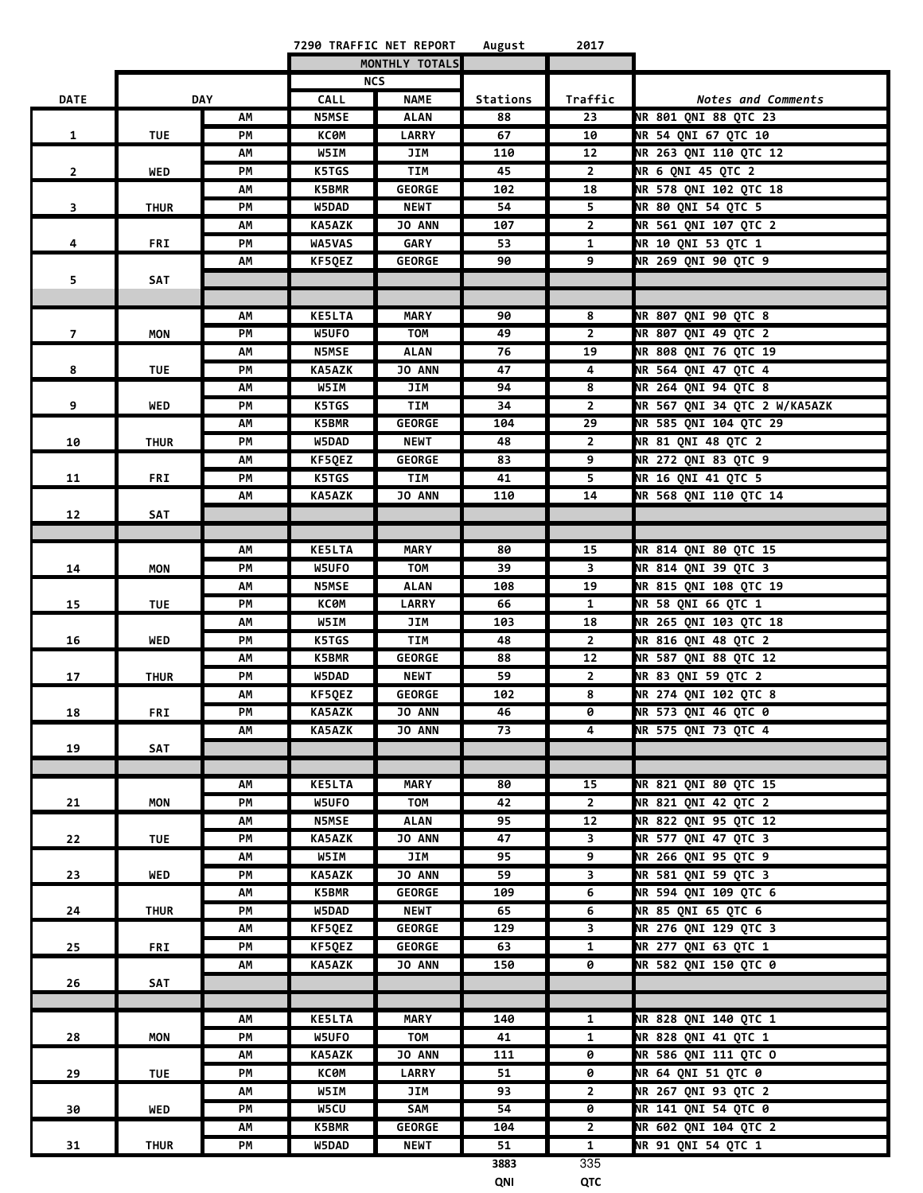7290 TRAFFIC NET REPORT August 2017

| DATE | DAY | | NCS CALL | NCS NAME | Stations | Traffic | *Notes and Comments* |
|---|---|---|---|---|---|---|---|
| | | | MONTHLY TOTALS | | | | |
| 1 | TUE | AM | N5MSE | ALAN | 88 | 23 | NR 801 QNI 88 QTC 23 |
| | | PM | KC0M | LARRY | 67 | 10 | NR 54 QNI 67 QTC 10 |
| 2 | WED | AM | W5IM | JIM | 110 | 12 | NR 263 QNI 110 QTC 12 |
| | | PM | K5TGS | TIM | 45 | 2 | NR 6 QNI 45 QTC 2 |
| 3 | THUR | AM | K5BMR | GEORGE | 102 | 18 | NR 578 QNI 102 QTC 18 |
| | | PM | W5DAD | NEWT | 54 | 5 | NR 80 QNI 54 QTC 5 |
| 4 | FRI | AM | KA5AZK | JO ANN | 107 | 2 | NR 561 QNI 107 QTC 2 |
| | | PM | WA5VAS | GARY | 53 | 1 | NR 10 QNI 53 QTC 1 |
| 5 | SAT | AM | KF5QEZ | GEORGE | 90 | 9 | NR 269 QNI 90 QTC 9 |
| | | | | | | | |
| | | | | | | | |
| 7 | MON | AM | KE5LTA | MARY | 90 | 8 | NR 807 QNI 90 QTC 8 |
| | | PM | W5UFO | TOM | 49 | 2 | NR 807 QNI 49 QTC 2 |
| 8 | TUE | AM | N5MSE | ALAN | 76 | 19 | NR 808 QNI 76 QTC 19 |
| | | PM | KA5AZK | JO ANN | 47 | 4 | NR 564 QNI 47 QTC 4 |
| 9 | WED | AM | W5IM | JIM | 94 | 8 | NR 264 QNI 94 QTC 8 |
| | | PM | K5TGS | TIM | 34 | 2 | NR 567 QNI 34 QTC 2 W/KA5AZK |
| 10 | THUR | AM | K5BMR | GEORGE | 104 | 29 | NR 585 QNI 104 QTC 29 |
| | | PM | W5DAD | NEWT | 48 | 2 | NR 81 QNI 48 QTC 2 |
| 11 | FRI | AM | KF5QEZ | GEORGE | 83 | 9 | NR 272 QNI 83 QTC 9 |
| | | PM | K5TGS | TIM | 41 | 5 | NR 16 QNI 41 QTC 5 |
| 12 | SAT | AM | KA5AZK | JO ANN | 110 | 14 | NR 568 QNI 110 QTC 14 |
| | | | | | | | |
| | | | | | | | |
| 14 | MON | AM | KE5LTA | MARY | 80 | 15 | NR 814 QNI 80 QTC 15 |
| | | PM | W5UFO | TOM | 39 | 3 | NR 814 QNI 39 QTC 3 |
| 15 | TUE | AM | N5MSE | ALAN | 108 | 19 | NR 815 QNI 108 QTC 19 |
| | | PM | KC0M | LARRY | 66 | 1 | NR 58 QNI 66 QTC 1 |
| 16 | WED | AM | W5IM | JIM | 103 | 18 | NR 265 QNI 103 QTC 18 |
| | | PM | K5TGS | TIM | 48 | 2 | NR 816 QNI 48 QTC 2 |
| 17 | THUR | AM | K5BMR | GEORGE | 88 | 12 | NR 587 QNI 88 QTC 12 |
| | | PM | W5DAD | NEWT | 59 | 2 | NR 83 QNI 59 QTC 2 |
| 18 | FRI | AM | KF5QEZ | GEORGE | 102 | 8 | NR 274 QNI 102 QTC 8 |
| | | PM | KA5AZK | JO ANN | 46 | 0 | NR 573 QNI 46 QTC 0 |
| 19 | SAT | AM | KA5AZK | JO ANN | 73 | 4 | NR 575 QNI 73 QTC 4 |
| | | | | | | | |
| | | | | | | | |
| 21 | MON | AM | KE5LTA | MARY | 80 | 15 | NR 821 QNI 80 QTC 15 |
| | | PM | W5UFO | TOM | 42 | 2 | NR 821 QNI 42 QTC 2 |
| 22 | TUE | AM | N5MSE | ALAN | 95 | 12 | NR 822 QNI 95 QTC 12 |
| | | PM | KA5AZK | JO ANN | 47 | 3 | NR 577 QNI 47 QTC 3 |
| 23 | WED | AM | W5IM | JIM | 95 | 9 | NR 266 QNI 95 QTC 9 |
| | | PM | KA5AZK | JO ANN | 59 | 3 | NR 581 QNI 59 QTC 3 |
| 24 | THUR | AM | K5BMR | GEORGE | 109 | 6 | NR 594 QNI 109 QTC 6 |
| | | PM | W5DAD | NEWT | 65 | 6 | NR 85 QNI 65 QTC 6 |
| 25 | FRI | AM | KF5QEZ | GEORGE | 129 | 3 | NR 276 QNI 129 QTC 3 |
| | | PM | KF5QEZ | GEORGE | 63 | 1 | NR 277 QNI 63 QTC 1 |
| 26 | SAT | AM | KA5AZK | JO ANN | 150 | 0 | NR 582 QNI 150 QTC 0 |
| | | | | | | | |
| | | | | | | | |
| 28 | MON | AM | KE5LTA | MARY | 140 | 1 | NR 828 QNI 140 QTC 1 |
| | | PM | W5UFO | TOM | 41 | 1 | NR 828 QNI 41 QTC 1 |
| 29 | TUE | AM | KA5AZK | JO ANN | 111 | 0 | NR 586 QNI 111 QTC O |
| | | PM | KC0M | LARRY | 51 | 0 | NR 64 QNI 51 QTC 0 |
| 30 | WED | AM | W5IM | JIM | 93 | 2 | NR 267 QNI 93 QTC 2 |
| | | PM | W5CU | SAM | 54 | 0 | NR 141 QNI 54 QTC 0 |
| 31 | THUR | AM | K5BMR | GEORGE | 104 | 2 | NR 602 QNI 104 QTC 2 |
| | | PM | W5DAD | NEWT | 51 | 1 | NR 91 QNI 54 QTC 1 |
| | | | | | 3883 | 335 | |
| | | | | | QNI | QTC | |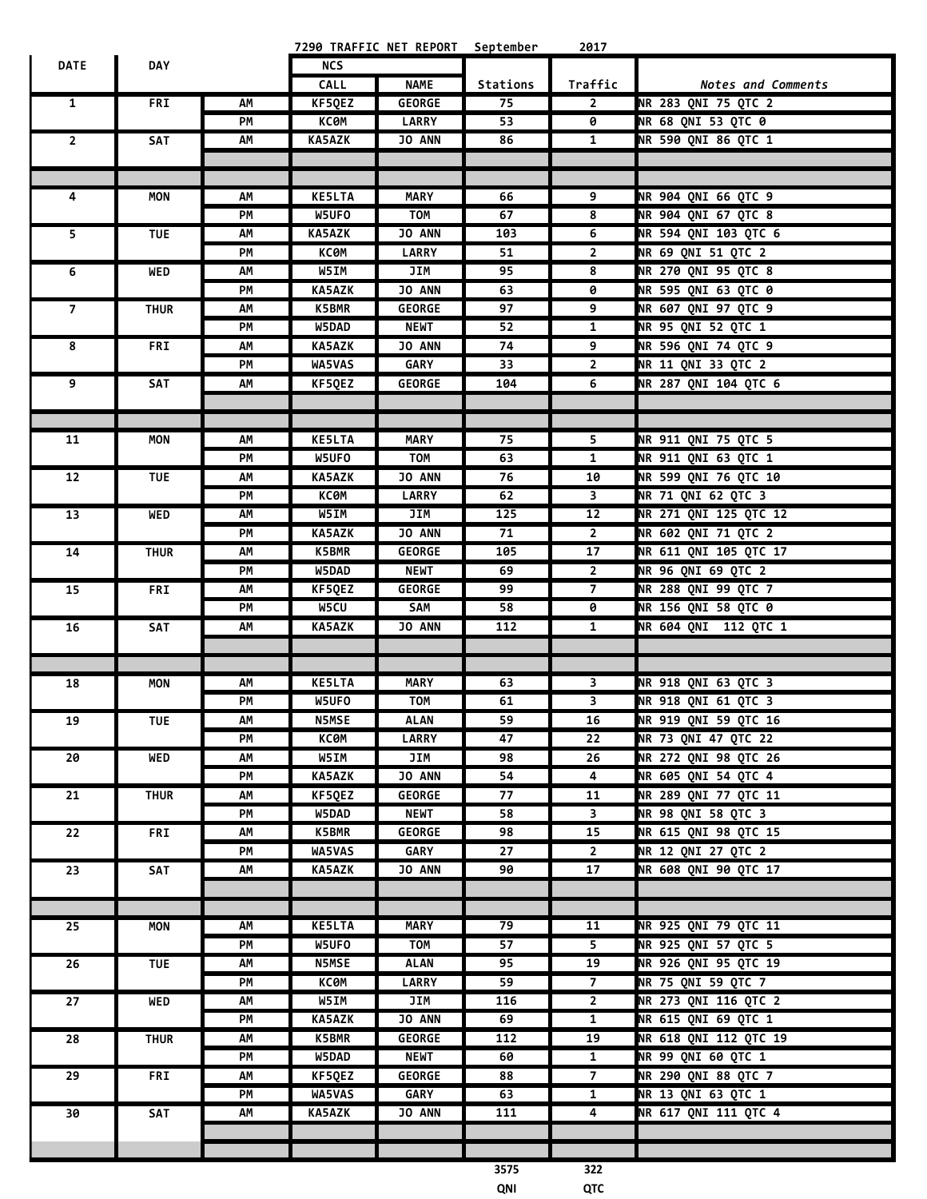# 7290 TRAFFIC NET REPORT September 2017

| DATE | DAY | | NCS CALL | NCS NAME | Stations | Traffic | Notes and Comments |
|---|---|---|---|---|---|---|---|
| 1 | FRI | AM | KF5QEZ | GEORGE | 75 | 2 | NR 283 QNI 75 QTC 2 |
| | | PM | KC0M | LARRY | 53 | 0 | NR 68 QNI 53 QTC 0 |
| 2 | SAT | AM | KA5AZK | JO ANN | 86 | 1 | NR 590 QNI 86 QTC 1 |
| | | | | | | | |
| | | | | | | | |
| 4 | MON | AM | KE5LTA | MARY | 66 | 9 | NR 904 QNI 66 QTC 9 |
| | | PM | W5UFO | TOM | 67 | 8 | NR 904 QNI 67 QTC 8 |
| 5 | TUE | AM | KA5AZK | JO ANN | 103 | 6 | NR 594 QNI 103 QTC 6 |
| | | PM | KC0M | LARRY | 51 | 2 | NR 69 QNI 51 QTC 2 |
| 6 | WED | AM | W5IM | JIM | 95 | 8 | NR 270 QNI 95 QTC 8 |
| | | PM | KA5AZK | JO ANN | 63 | 0 | NR 595 QNI 63 QTC 0 |
| 7 | THUR | AM | K5BMR | GEORGE | 97 | 9 | NR 607 QNI 97 QTC 9 |
| | | PM | W5DAD | NEWT | 52 | 1 | NR 95 QNI 52 QTC 1 |
| 8 | FRI | AM | KA5AZK | JO ANN | 74 | 9 | NR 596 QNI 74 QTC 9 |
| | | PM | WA5VAS | GARY | 33 | 2 | NR 11 QNI 33 QTC 2 |
| 9 | SAT | AM | KF5QEZ | GEORGE | 104 | 6 | NR 287 QNI 104 QTC 6 |
| | | | | | | | |
| | | | | | | | |
| 11 | MON | AM | KE5LTA | MARY | 75 | 5 | NR 911 QNI 75 QTC 5 |
| | | PM | W5UFO | TOM | 63 | 1 | NR 911 QNI 63 QTC 1 |
| 12 | TUE | AM | KA5AZK | JO ANN | 76 | 10 | NR 599 QNI 76 QTC 10 |
| | | PM | KC0M | LARRY | 62 | 3 | NR 71 QNI 62 QTC 3 |
| 13 | WED | AM | W5IM | JIM | 125 | 12 | NR 271 QNI 125 QTC 12 |
| | | PM | KA5AZK | JO ANN | 71 | 2 | NR 602 QNI 71 QTC 2 |
| 14 | THUR | AM | K5BMR | GEORGE | 105 | 17 | NR 611 QNI 105 QTC 17 |
| | | PM | W5DAD | NEWT | 69 | 2 | NR 96 QNI 69 QTC 2 |
| 15 | FRI | AM | KF5QEZ | GEORGE | 99 | 7 | NR 288 QNI 99 QTC 7 |
| | | PM | W5CU | SAM | 58 | 0 | NR 156 QNI 58 QTC 0 |
| 16 | SAT | AM | KA5AZK | JO ANN | 112 | 1 | NR 604 QNI 112 QTC 1 |
| | | | | | | | |
| | | | | | | | |
| 18 | MON | AM | KE5LTA | MARY | 63 | 3 | NR 918 QNI 63 QTC 3 |
| | | PM | W5UFO | TOM | 61 | 3 | NR 918 QNI 61 QTC 3 |
| 19 | TUE | AM | N5MSE | ALAN | 59 | 16 | NR 919 QNI 59 QTC 16 |
| | | PM | KC0M | LARRY | 47 | 22 | NR 73 QNI 47 QTC 22 |
| 20 | WED | AM | W5IM | JIM | 98 | 26 | NR 272 QNI 98 QTC 26 |
| | | PM | KA5AZK | JO ANN | 54 | 4 | NR 605 QNI 54 QTC 4 |
| 21 | THUR | AM | KF5QEZ | GEORGE | 77 | 11 | NR 289 QNI 77 QTC 11 |
| | | PM | W5DAD | NEWT | 58 | 3 | NR 98 QNI 58 QTC 3 |
| 22 | FRI | AM | K5BMR | GEORGE | 98 | 15 | NR 615 QNI 98 QTC 15 |
| | | PM | WA5VAS | GARY | 27 | 2 | NR 12 QNI 27 QTC 2 |
| 23 | SAT | AM | KA5AZK | JO ANN | 90 | 17 | NR 608 QNI 90 QTC 17 |
| | | | | | | | |
| | | | | | | | |
| 25 | MON | AM | KE5LTA | MARY | 79 | 11 | NR 925 QNI 79 QTC 11 |
| | | PM | W5UFO | TOM | 57 | 5 | NR 925 QNI 57 QTC 5 |
| 26 | TUE | AM | N5MSE | ALAN | 95 | 19 | NR 926 QNI 95 QTC 19 |
| | | PM | KC0M | LARRY | 59 | 7 | NR 75 QNI 59 QTC 7 |
| 27 | WED | AM | W5IM | JIM | 116 | 2 | NR 273 QNI 116 QTC 2 |
| | | PM | KA5AZK | JO ANN | 69 | 1 | NR 615 QNI 69 QTC 1 |
| 28 | THUR | AM | K5BMR | GEORGE | 112 | 19 | NR 618 QNI 112 QTC 19 |
| | | PM | W5DAD | NEWT | 60 | 1 | NR 99 QNI 60 QTC 1 |
| 29 | FRI | AM | KF5QEZ | GEORGE | 88 | 7 | NR 290 QNI 88 QTC 7 |
| | | PM | WA5VAS | GARY | 63 | 1 | NR 13 QNI 63 QTC 1 |
| 30 | SAT | AM | KA5AZK | JO ANN | 111 | 4 | NR 617 QNI 111 QTC 4 |
| | | | | | | | |
| | | | | | | | |
| | | | | | 3575 | 322 | |
| | | | | | QNI | QTC | |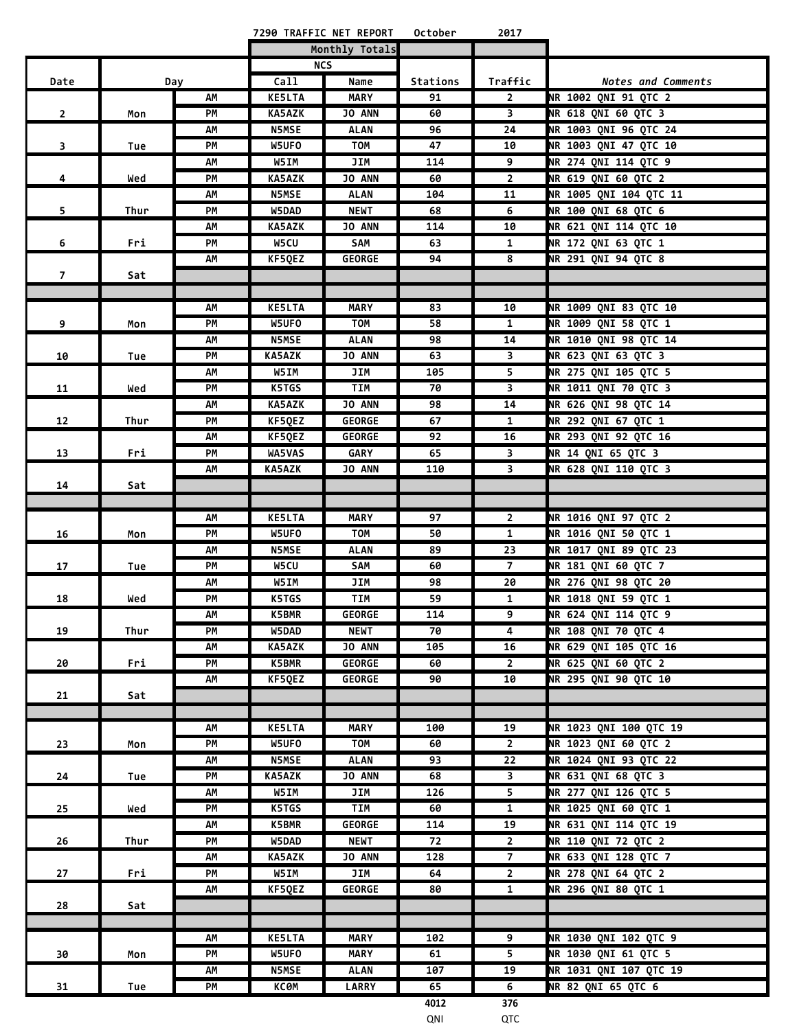7290 TRAFFIC NET REPORT October 2017

| Date | Day | | NCS Call | NCS Name | Stations | Traffic | Notes and Comments |
|---|---|---|---|---|---|---|---|
| | | | | Monthly Totals | | | |
| 2 | Mon | AM | KE5LTA | MARY | 91 | 2 | NR 1002 QNI 91 QTC 2 |
| | | PM | KA5AZK | JO ANN | 60 | 3 | NR 618 QNI 60 QTC 3 |
| 3 | Tue | AM | N5MSE | ALAN | 96 | 24 | NR 1003 QNI 96 QTC 24 |
| | | PM | W5UFO | TOM | 47 | 10 | NR 1003 QNI 47 QTC 10 |
| 4 | Wed | AM | W5IM | JIM | 114 | 9 | NR 274 QNI 114 QTC 9 |
| | | PM | KA5AZK | JO ANN | 60 | 2 | NR 619 QNI 60 QTC 2 |
| 5 | Thur | AM | N5MSE | ALAN | 104 | 11 | NR 1005 QNI 104 QTC 11 |
| | | PM | W5DAD | NEWT | 68 | 6 | NR 100 QNI 68 QTC 6 |
| 6 | Fri | AM | KA5AZK | JO ANN | 114 | 10 | NR 621 QNI 114 QTC 10 |
| | | PM | W5CU | SAM | 63 | 1 | NR 172 QNI 63 QTC 1 |
| 7 | Sat | AM | KF5QEZ | GEORGE | 94 | 8 | NR 291 QNI 94 QTC 8 |
| 9 | Mon | AM | KE5LTA | MARY | 83 | 10 | NR 1009 QNI 83 QTC 10 |
| | | PM | W5UFO | TOM | 58 | 1 | NR 1009 QNI 58 QTC 1 |
| 10 | Tue | AM | N5MSE | ALAN | 98 | 14 | NR 1010 QNI 98 QTC 14 |
| | | PM | KA5AZK | JO ANN | 63 | 3 | NR 623 QNI 63 QTC 3 |
| 11 | Wed | AM | W5IM | JIM | 105 | 5 | NR 275 QNI 105 QTC 5 |
| | | PM | K5TGS | TIM | 70 | 3 | NR 1011 QNI 70 QTC 3 |
| 12 | Thur | AM | KA5AZK | JO ANN | 98 | 14 | NR 626 QNI 98 QTC 14 |
| | | PM | KF5QEZ | GEORGE | 67 | 1 | NR 292 QNI 67 QTC 1 |
| 13 | Fri | AM | KF5QEZ | GEORGE | 92 | 16 | NR 293 QNI 92 QTC 16 |
| | | PM | WA5VAS | GARY | 65 | 3 | NR 14 QNI 65 QTC 3 |
| 14 | Sat | AM | KA5AZK | JO ANN | 110 | 3 | NR 628 QNI 110 QTC 3 |
| 16 | Mon | AM | KE5LTA | MARY | 97 | 2 | NR 1016 QNI 97 QTC 2 |
| | | PM | W5UFO | TOM | 50 | 1 | NR 1016 QNI 50 QTC 1 |
| 17 | Tue | AM | N5MSE | ALAN | 89 | 23 | NR 1017 QNI 89 QTC 23 |
| | | PM | W5CU | SAM | 60 | 7 | NR 181 QNI 60 QTC 7 |
| 18 | Wed | AM | W5IM | JIM | 98 | 20 | NR 276 QNI 98 QTC 20 |
| | | PM | K5TGS | TIM | 59 | 1 | NR 1018 QNI 59 QTC 1 |
| 19 | Thur | AM | K5BMR | GEORGE | 114 | 9 | NR 624 QNI 114 QTC 9 |
| | | PM | W5DAD | NEWT | 70 | 4 | NR 108 QNI 70 QTC 4 |
| 20 | Fri | AM | KA5AZK | JO ANN | 105 | 16 | NR 629 QNI 105 QTC 16 |
| | | PM | K5BMR | GEORGE | 60 | 2 | NR 625 QNI 60 QTC 2 |
| 21 | Sat | AM | KF5QEZ | GEORGE | 90 | 10 | NR 295 QNI 90 QTC 10 |
| 23 | Mon | AM | KE5LTA | MARY | 100 | 19 | NR 1023 QNI 100 QTC 19 |
| | | PM | W5UFO | TOM | 60 | 2 | NR 1023 QNI 60 QTC 2 |
| 24 | Tue | AM | N5MSE | ALAN | 93 | 22 | NR 1024 QNI 93 QTC 22 |
| | | PM | KA5AZK | JO ANN | 68 | 3 | NR 631 QNI 68 QTC 3 |
| 25 | Wed | AM | W5IM | JIM | 126 | 5 | NR 277 QNI 126 QTC 5 |
| | | PM | K5TGS | TIM | 60 | 1 | NR 1025 QNI 60 QTC 1 |
| 26 | Thur | AM | K5BMR | GEORGE | 114 | 19 | NR 631 QNI 114 QTC 19 |
| | | PM | W5DAD | NEWT | 72 | 2 | NR 110 QNI 72 QTC 2 |
| 27 | Fri | AM | KA5AZK | JO ANN | 128 | 7 | NR 633 QNI 128 QTC 7 |
| | | PM | W5IM | JIM | 64 | 2 | NR 278 QNI 64 QTC 2 |
| 28 | Sat | AM | KF5QEZ | GEORGE | 80 | 1 | NR 296 QNI 80 QTC 1 |
| 30 | Mon | AM | KE5LTA | MARY | 102 | 9 | NR 1030 QNI 102 QTC 9 |
| | | PM | W5UFO | MARY | 61 | 5 | NR 1030 QNI 61 QTC 5 |
| 31 | Tue | AM | N5MSE | ALAN | 107 | 19 | NR 1031 QNI 107 QTC 19 |
| | | PM | KC0M | LARRY | 65 | 6 | NR 82 QNI 65 QTC 6 |
| | | | | | 4012 QNI | 376 QTC | |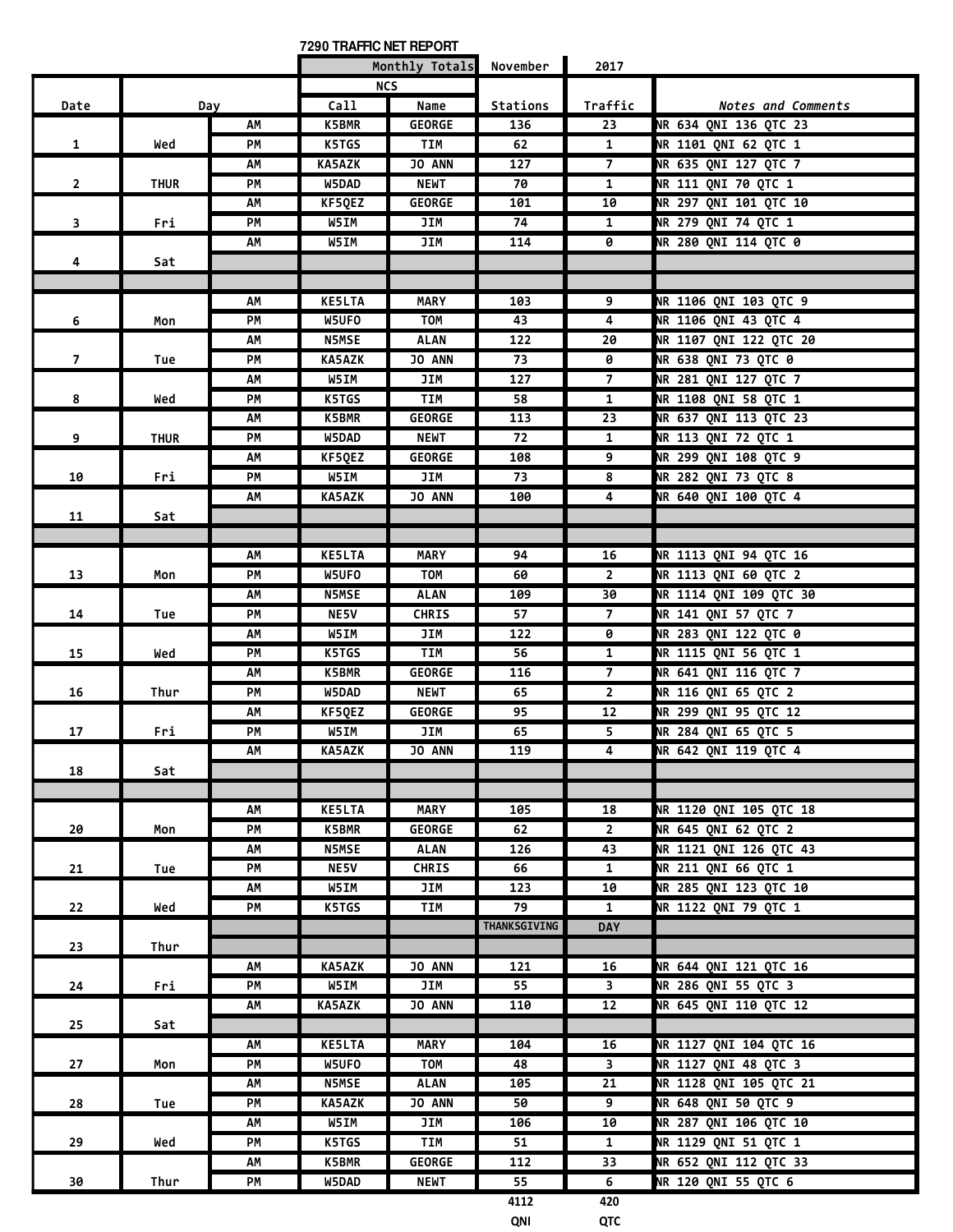# 7290 TRAFFIC NET REPORT

| Date | Day | | NCS Call | NCS Name | Stations | Traffic | Notes and Comments |
|---|---|---|---|---|---|---|---|
| | | | Monthly Totals | | November | 2017 | |
| 1 | Wed | AM | K5BMR | GEORGE | 136 | 23 | NR 634 QNI 136 QTC 23 |
| | | PM | K5TGS | TIM | 62 | 1 | NR 1101 QNI 62 QTC 1 |
| 2 | THUR | AM | KA5AZK | JO ANN | 127 | 7 | NR 635 QNI 127 QTC 7 |
| | | PM | W5DAD | NEWT | 70 | 1 | NR 111 QNI 70 QTC 1 |
| 3 | Fri | AM | KF5QEZ | GEORGE | 101 | 10 | NR 297 QNI 101 QTC 10 |
| | | PM | W5IM | JIM | 74 | 1 | NR 279 QNI 74 QTC 1 |
| 4 | Sat | AM | W5IM | JIM | 114 | 0 | NR 280 QNI 114 QTC 0 |
| | | | | | | | |
| | | | | | | | |
| 6 | Mon | AM | KE5LTA | MARY | 103 | 9 | NR 1106 QNI 103 QTC 9 |
| | | PM | W5UFO | TOM | 43 | 4 | NR 1106 QNI 43 QTC 4 |
| 7 | Tue | AM | N5MSE | ALAN | 122 | 20 | NR 1107 QNI 122 QTC 20 |
| | | PM | KA5AZK | JO ANN | 73 | 0 | NR 638 QNI 73 QTC 0 |
| 8 | Wed | AM | W5IM | JIM | 127 | 7 | NR 281 QNI 127 QTC 7 |
| | | PM | K5TGS | TIM | 58 | 1 | NR 1108 QNI 58 QTC 1 |
| 9 | THUR | AM | K5BMR | GEORGE | 113 | 23 | NR 637 QNI 113 QTC 23 |
| | | PM | W5DAD | NEWT | 72 | 1 | NR 113 QNI 72 QTC 1 |
| 10 | Fri | AM | KF5QEZ | GEORGE | 108 | 9 | NR 299 QNI 108 QTC 9 |
| | | PM | W5IM | JIM | 73 | 8 | NR 282 QNI 73 QTC 8 |
| 11 | Sat | AM | KA5AZK | JO ANN | 100 | 4 | NR 640 QNI 100 QTC 4 |
| | | | | | | | |
| | | | | | | | |
| 13 | Mon | AM | KE5LTA | MARY | 94 | 16 | NR 1113 QNI 94 QTC 16 |
| | | PM | W5UFO | TOM | 60 | 2 | NR 1113 QNI 60 QTC 2 |
| 14 | Tue | AM | N5MSE | ALAN | 109 | 30 | NR 1114 QNI 109 QTC 30 |
| | | PM | NE5V | CHRIS | 57 | 7 | NR 141 QNI 57 QTC 7 |
| 15 | Wed | AM | W5IM | JIM | 122 | 0 | NR 283 QNI 122 QTC 0 |
| | | PM | K5TGS | TIM | 56 | 1 | NR 1115 QNI 56 QTC 1 |
| 16 | Thur | AM | K5BMR | GEORGE | 116 | 7 | NR 641 QNI 116 QTC 7 |
| | | PM | W5DAD | NEWT | 65 | 2 | NR 116 QNI 65 QTC 2 |
| 17 | Fri | AM | KF5QEZ | GEORGE | 95 | 12 | NR 299 QNI 95 QTC 12 |
| | | PM | W5IM | JIM | 65 | 5 | NR 284 QNI 65 QTC 5 |
| 18 | Sat | AM | KA5AZK | JO ANN | 119 | 4 | NR 642 QNI 119 QTC 4 |
| | | | | | | | |
| | | | | | | | |
| 20 | Mon | AM | KE5LTA | MARY | 105 | 18 | NR 1120 QNI 105 QTC 18 |
| | | PM | K5BMR | GEORGE | 62 | 2 | NR 645 QNI 62 QTC 2 |
| 21 | Tue | AM | N5MSE | ALAN | 126 | 43 | NR 1121 QNI 126 QTC 43 |
| | | PM | NE5V | CHRIS | 66 | 1 | NR 211 QNI 66 QTC 1 |
| 22 | Wed | AM | W5IM | JIM | 123 | 10 | NR 285 QNI 123 QTC 10 |
| | | PM | K5TGS | TIM | 79 | 1 | NR 1122 QNI 79 QTC 1 |
| 23 | Thur | | | | THANKSGIVING | DAY | |
| | | | | | | | |
| 24 | Fri | AM | KA5AZK | JO ANN | 121 | 16 | NR 644 QNI 121 QTC 16 |
| | | PM | W5IM | JIM | 55 | 3 | NR 286 QNI 55 QTC 3 |
| 25 | Sat | AM | KA5AZK | JO ANN | 110 | 12 | NR 645 QNI 110 QTC 12 |
| | | | | | | | |
| 27 | Mon | AM | KE5LTA | MARY | 104 | 16 | NR 1127 QNI 104 QTC 16 |
| | | PM | W5UFO | TOM | 48 | 3 | NR 1127 QNI 48 QTC 3 |
| 28 | Tue | AM | N5MSE | ALAN | 105 | 21 | NR 1128 QNI 105 QTC 21 |
| | | PM | KA5AZK | JO ANN | 50 | 9 | NR 648 QNI 50 QTC 9 |
| 29 | Wed | AM | W5IM | JIM | 106 | 10 | NR 287 QNI 106 QTC 10 |
| | | PM | K5TGS | TIM | 51 | 1 | NR 1129 QNI 51 QTC 1 |
| 30 | Thur | AM | K5BMR | GEORGE | 112 | 33 | NR 652 QNI 112 QTC 33 |
| | | PM | W5DAD | NEWT | 55 | 6 | NR 120 QNI 55 QTC 6 |
| | | | | | 4112 QNI | 420 QTC | |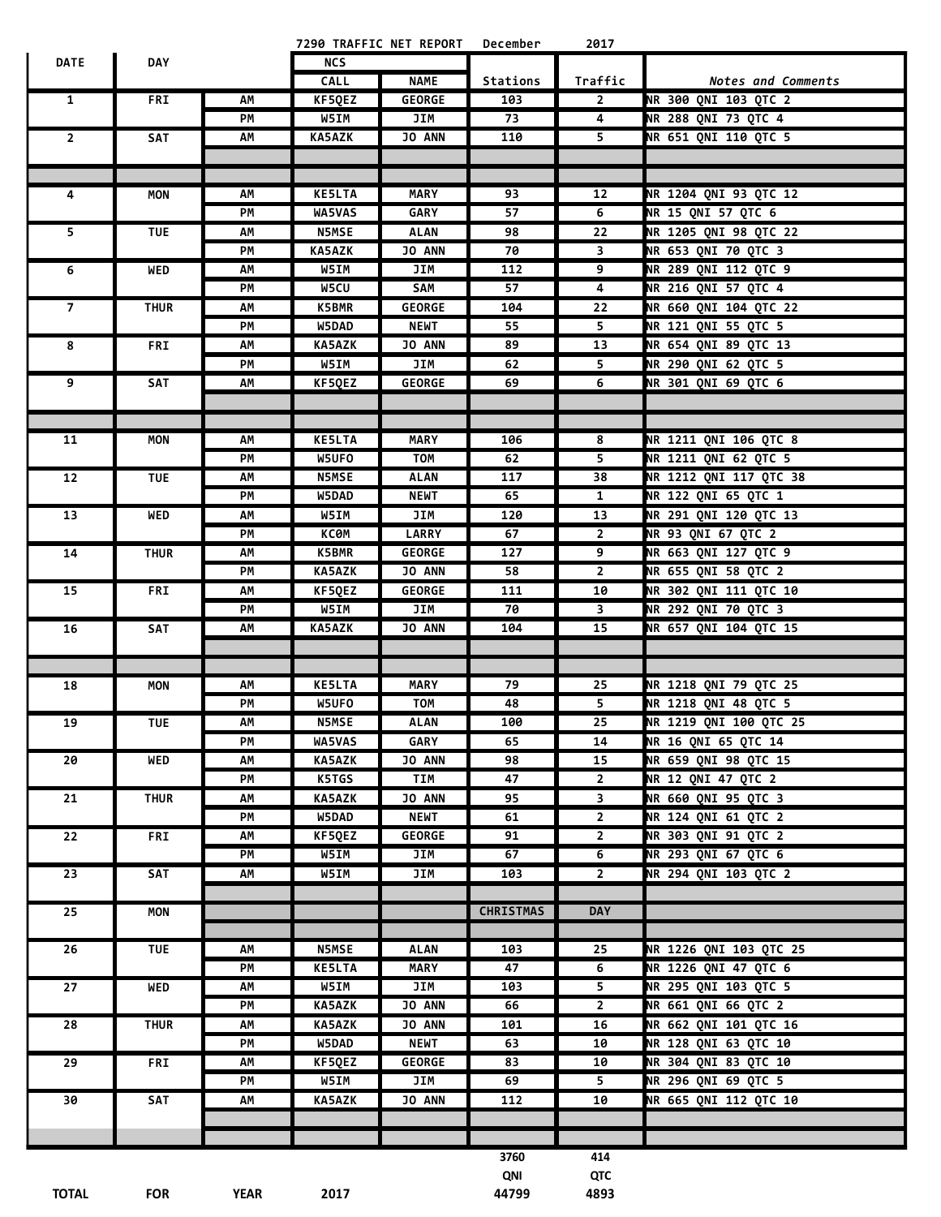7290 TRAFFIC NET REPORT December 2017

| DATE | DAY | | NCS CALL | NAME | Stations | Traffic | *Notes and Comments* |
|---|---|---|---|---|---|---|---|
| 1 | FRI | AM | KF5QEZ | GEORGE | 103 | 2 | NR 300 QNI 103 QTC 2 |
| | | PM | W5IM | JIM | 73 | 4 | NR 288 QNI 73 QTC 4 |
| 2 | SAT | AM | KA5AZK | JO ANN | 110 | 5 | NR 651 QNI 110 QTC 5 |
| | | | | | | | |
| | | | | | | | |
| 4 | MON | AM | KE5LTA | MARY | 93 | 12 | NR 1204 QNI 93 QTC 12 |
| | | PM | WA5VAS | GARY | 57 | 6 | NR 15 QNI 57 QTC 6 |
| 5 | TUE | AM | N5MSE | ALAN | 98 | 22 | NR 1205 QNI 98 QTC 22 |
| | | PM | KA5AZK | JO ANN | 70 | 3 | NR 653 QNI 70 QTC 3 |
| 6 | WED | AM | W5IM | JIM | 112 | 9 | NR 289 QNI 112 QTC 9 |
| | | PM | W5CU | SAM | 57 | 4 | NR 216 QNI 57 QTC 4 |
| 7 | THUR | AM | K5BMR | GEORGE | 104 | 22 | NR 660 QNI 104 QTC 22 |
| | | PM | W5DAD | NEWT | 55 | 5 | NR 121 QNI 55 QTC 5 |
| 8 | FRI | AM | KA5AZK | JO ANN | 89 | 13 | NR 654 QNI 89 QTC 13 |
| | | PM | W5IM | JIM | 62 | 5 | NR 290 QNI 62 QTC 5 |
| 9 | SAT | AM | KF5QEZ | GEORGE | 69 | 6 | NR 301 QNI 69 QTC 6 |
| | | | | | | | |
| | | | | | | | |
| 11 | MON | AM | KE5LTA | MARY | 106 | 8 | NR 1211 QNI 106 QTC 8 |
| | | PM | W5UFO | TOM | 62 | 5 | NR 1211 QNI 62 QTC 5 |
| 12 | TUE | AM | N5MSE | ALAN | 117 | 38 | NR 1212 QNI 117 QTC 38 |
| | | PM | W5DAD | NEWT | 65 | 1 | NR 122 QNI 65 QTC 1 |
| 13 | WED | AM | W5IM | JIM | 120 | 13 | NR 291 QNI 120 QTC 13 |
| | | PM | KC0M | LARRY | 67 | 2 | NR 93 QNI 67 QTC 2 |
| 14 | THUR | AM | K5BMR | GEORGE | 127 | 9 | NR 663 QNI 127 QTC 9 |
| | | PM | KA5AZK | JO ANN | 58 | 2 | NR 655 QNI 58 QTC 2 |
| 15 | FRI | AM | KF5QEZ | GEORGE | 111 | 10 | NR 302 QNI 111 QTC 10 |
| | | PM | W5IM | JIM | 70 | 3 | NR 292 QNI 70 QTC 3 |
| 16 | SAT | AM | KA5AZK | JO ANN | 104 | 15 | NR 657 QNI 104 QTC 15 |
| | | | | | | | |
| | | | | | | | |
| 18 | MON | AM | KE5LTA | MARY | 79 | 25 | NR 1218 QNI 79 QTC 25 |
| | | PM | W5UFO | TOM | 48 | 5 | NR 1218 QNI 48 QTC 5 |
| 19 | TUE | AM | N5MSE | ALAN | 100 | 25 | NR 1219 QNI 100 QTC 25 |
| | | PM | WA5VAS | GARY | 65 | 14 | NR 16 QNI 65 QTC 14 |
| 20 | WED | AM | KA5AZK | JO ANN | 98 | 15 | NR 659 QNI 98 QTC 15 |
| | | PM | K5TGS | TIM | 47 | 2 | NR 12 QNI 47 QTC 2 |
| 21 | THUR | AM | KA5AZK | JO ANN | 95 | 3 | NR 660 QNI 95 QTC 3 |
| | | PM | W5DAD | NEWT | 61 | 2 | NR 124 QNI 61 QTC 2 |
| 22 | FRI | AM | KF5QEZ | GEORGE | 91 | 2 | NR 303 QNI 91 QTC 2 |
| | | PM | W5IM | JIM | 67 | 6 | NR 293 QNI 67 QTC 6 |
| 23 | SAT | AM | W5IM | JIM | 103 | 2 | NR 294 QNI 103 QTC 2 |
| | | | | | | | |
| 25 | MON | | | | CHRISTMAS | DAY | |
| | | | | | | | |
| 26 | TUE | AM | N5MSE | ALAN | 103 | 25 | NR 1226 QNI 103 QTC 25 |
| | | PM | KE5LTA | MARY | 47 | 6 | NR 1226 QNI 47 QTC 6 |
| 27 | WED | AM | W5IM | JIM | 103 | 5 | NR 295 QNI 103 QTC 5 |
| | | PM | KA5AZK | JO ANN | 66 | 2 | NR 661 QNI 66 QTC 2 |
| 28 | THUR | AM | KA5AZK | JO ANN | 101 | 16 | NR 662 QNI 101 QTC 16 |
| | | PM | W5DAD | NEWT | 63 | 10 | NR 128 QNI 63 QTC 10 |
| 29 | FRI | AM | KF5QEZ | GEORGE | 83 | 10 | NR 304 QNI 83 QTC 10 |
| | | PM | W5IM | JIM | 69 | 5 | NR 296 QNI 69 QTC 5 |
| 30 | SAT | AM | KA5AZK | JO ANN | 112 | 10 | NR 665 QNI 112 QTC 10 |
| | | | | | | | |
| | | | | | | | |
| | | | | | 3760 | 414 | |
| | | | | | QNI | QTC | |
| TOTAL | FOR | YEAR | 2017 | | 44799 | 4893 | |